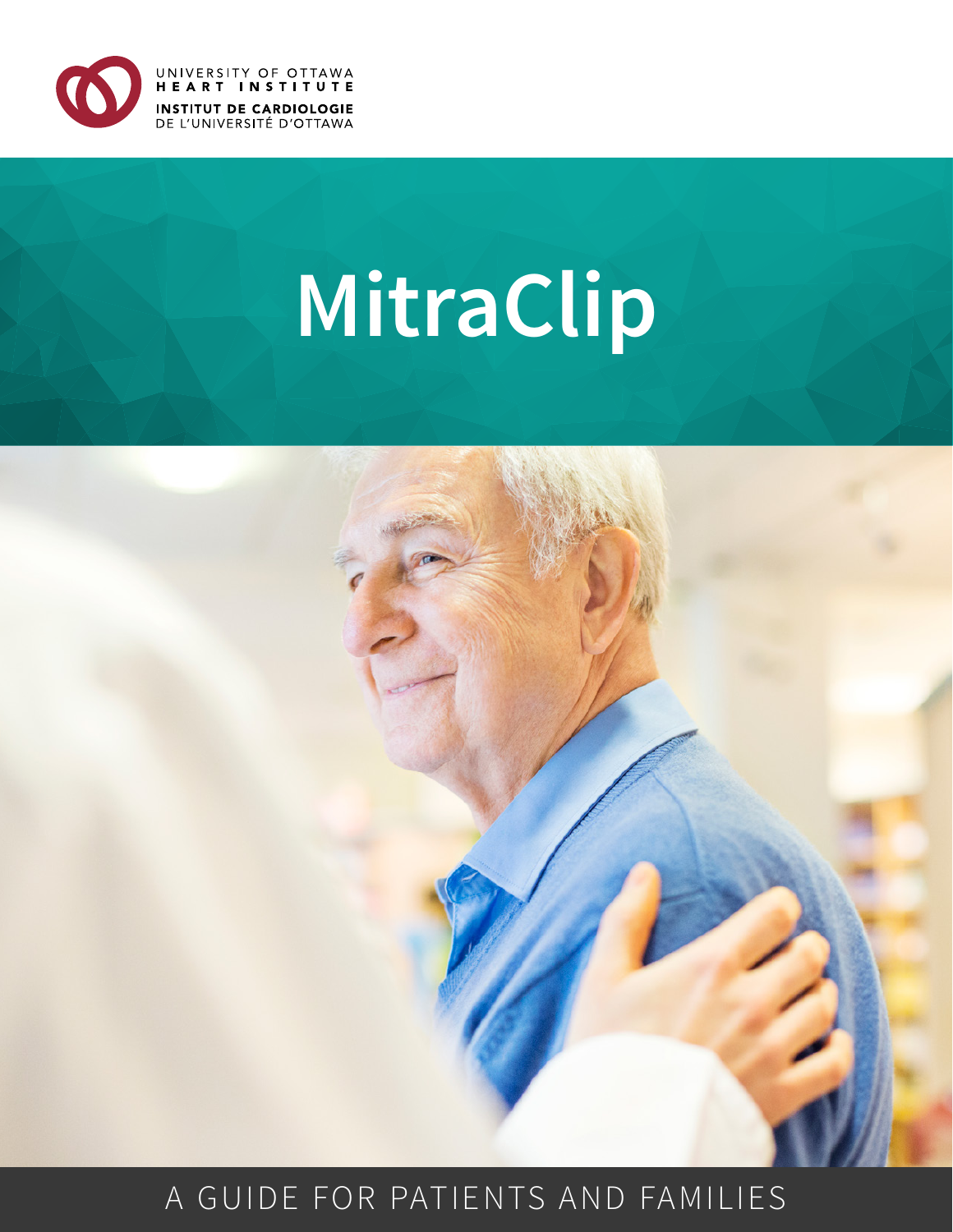UNIVERSITY OF OTTAWA
HEART INSTITUTE
INSTITUT DE CARDIOLOGIE
DE L'UNIVERSITÉ D'OTTAWA

# MitraClip

A GUIDE FOR PATIENTS AND FAMILIES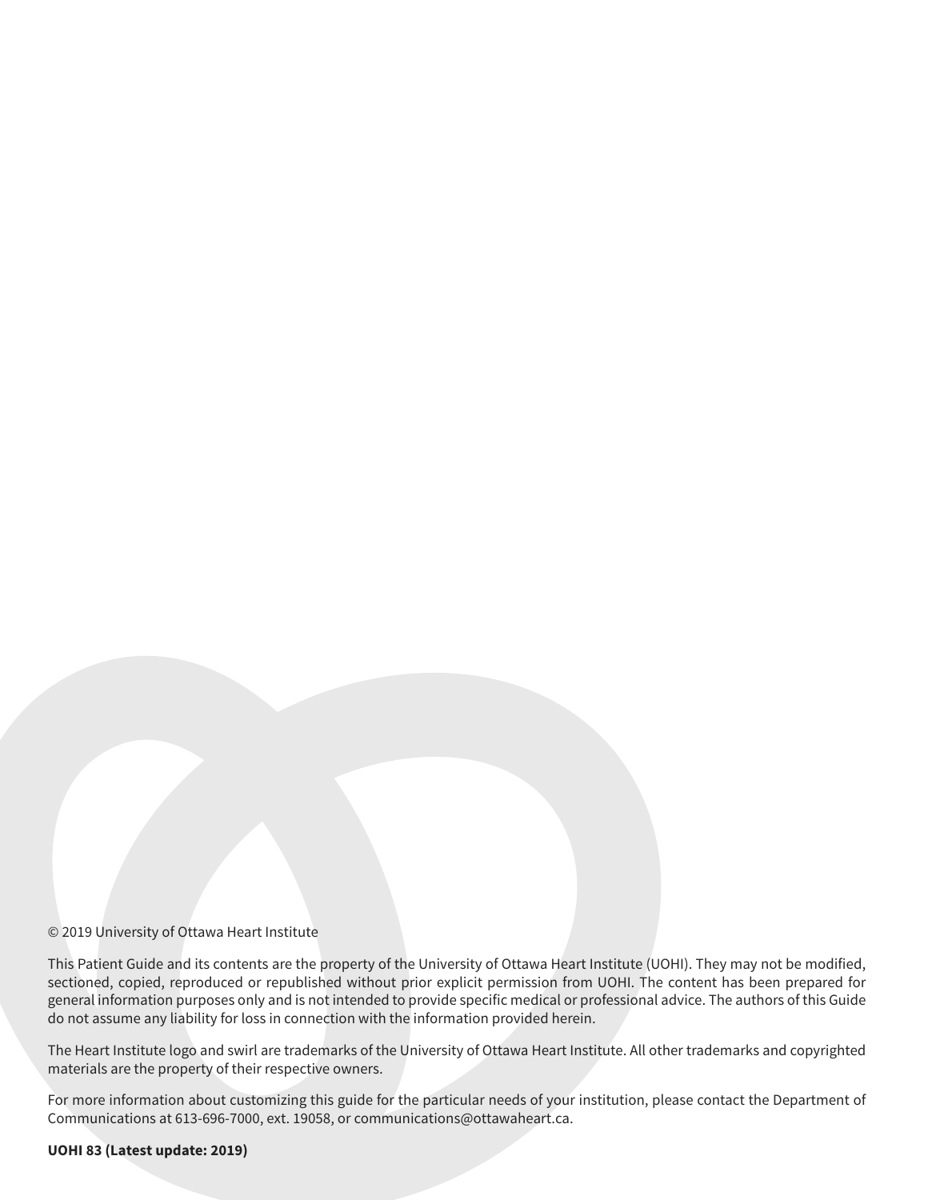© 2019 University of Ottawa Heart Institute

This Patient Guide and its contents are the property of the University of Ottawa Heart Institute (UOHI). They may not be modified, sectioned, copied, reproduced or republished without prior explicit permission from UOHI. The content has been prepared for general information purposes only and is not intended to provide specific medical or professional advice. The authors of this Guide do not assume any liability for loss in connection with the information provided herein.

The Heart Institute logo and swirl are trademarks of the University of Ottawa Heart Institute. All other trademarks and copyrighted materials are the property of their respective owners.

For more information about customizing this guide for the particular needs of your institution, please contact the Department of Communications at 613-696-7000, ext. 19058, or communications@ottawaheart.ca.

**UOHI 83 (Latest update: 2019)**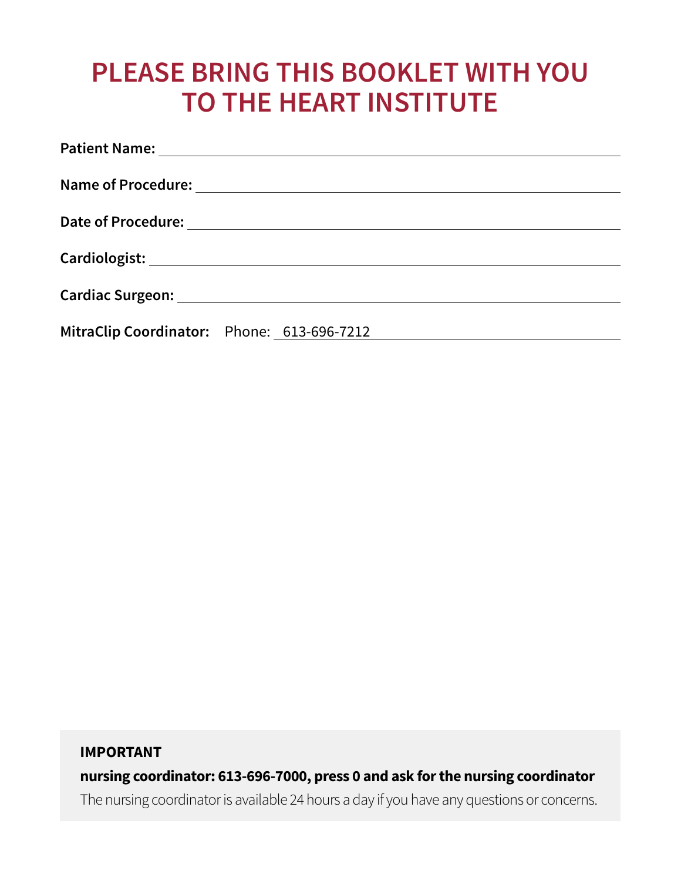# PLEASE BRING THIS BOOKLET WITH YOU TO THE HEART INSTITUTE

**Patient Name:** ______________________________________________

**Name of Procedure:** ______________________________________________

**Date of Procedure:** ______________________________________________

**Cardiologist:** ______________________________________________

**Cardiac Surgeon:** ______________________________________________

**MitraClip Coordinator:** Phone: 613-696-7212

**IMPORTANT**

**nursing coordinator: 613-696-7000, press 0 and ask for the nursing coordinator**

The nursing coordinator is available 24 hours a day if you have any questions or concerns.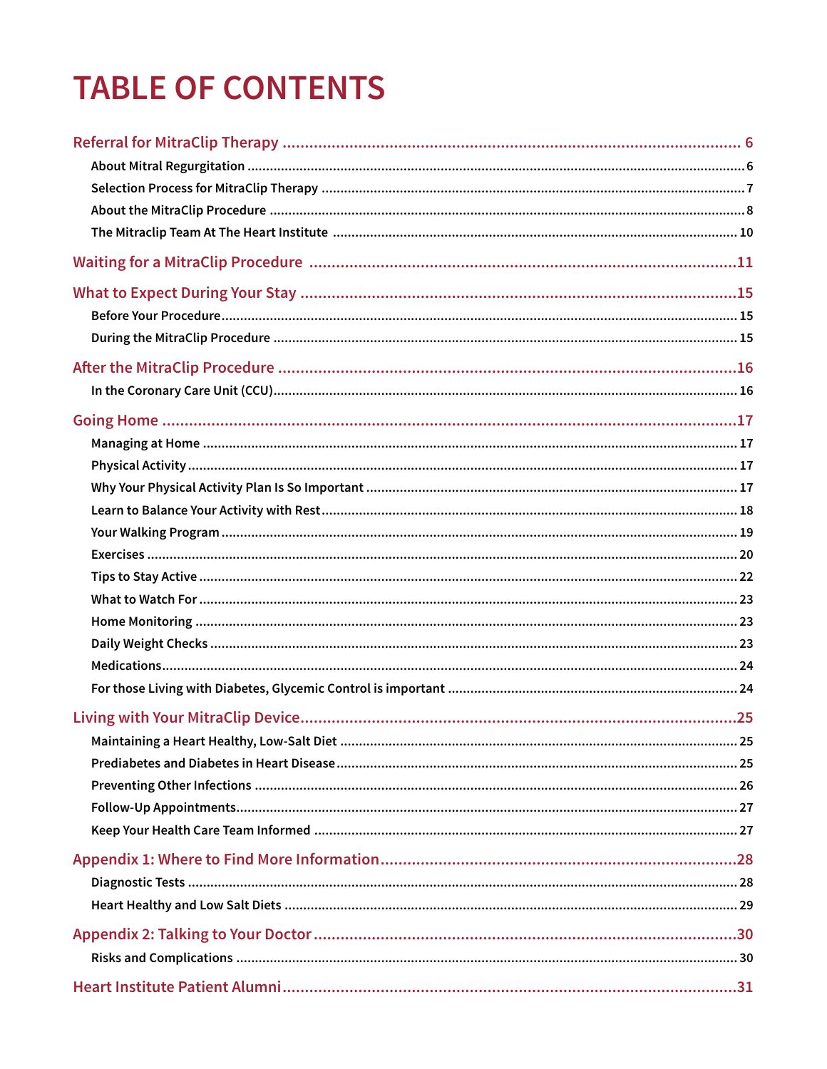# TABLE OF CONTENTS

**Referral for MitraClip Therapy** ........ 6

- About Mitral Regurgitation ........ 6
- Selection Process for MitraClip Therapy ........ 7
- About the MitraClip Procedure ........ 8
- The Mitraclip Team At The Heart Institute ........ 10

**Waiting for a MitraClip Procedure** ........ 11

**What to Expect During Your Stay** ........ 15

- Before Your Procedure ........ 15
- During the MitraClip Procedure ........ 15

**After the MitraClip Procedure** ........ 16

- In the Coronary Care Unit (CCU) ........ 16

**Going Home** ........ 17

- Managing at Home ........ 17
- Physical Activity ........ 17
- Why Your Physical Activity Plan Is So Important ........ 17
- Learn to Balance Your Activity with Rest ........ 18
- Your Walking Program ........ 19
- Exercises ........ 20
- Tips to Stay Active ........ 22
- What to Watch For ........ 23
- Home Monitoring ........ 23
- Daily Weight Checks ........ 23
- Medications ........ 24
- For those Living with Diabetes, Glycemic Control is important ........ 24

**Living with Your MitraClip Device** ........ 25

- Maintaining a Heart Healthy, Low-Salt Diet ........ 25
- Prediabetes and Diabetes in Heart Disease ........ 25
- Preventing Other Infections ........ 26
- Follow-Up Appointments ........ 27
- Keep Your Health Care Team Informed ........ 27

**Appendix 1: Where to Find More Information** ........ 28

- Diagnostic Tests ........ 28
- Heart Healthy and Low Salt Diets ........ 29

**Appendix 2: Talking to Your Doctor** ........ 30

- Risks and Complications ........ 30

**Heart Institute Patient Alumni** ........ 31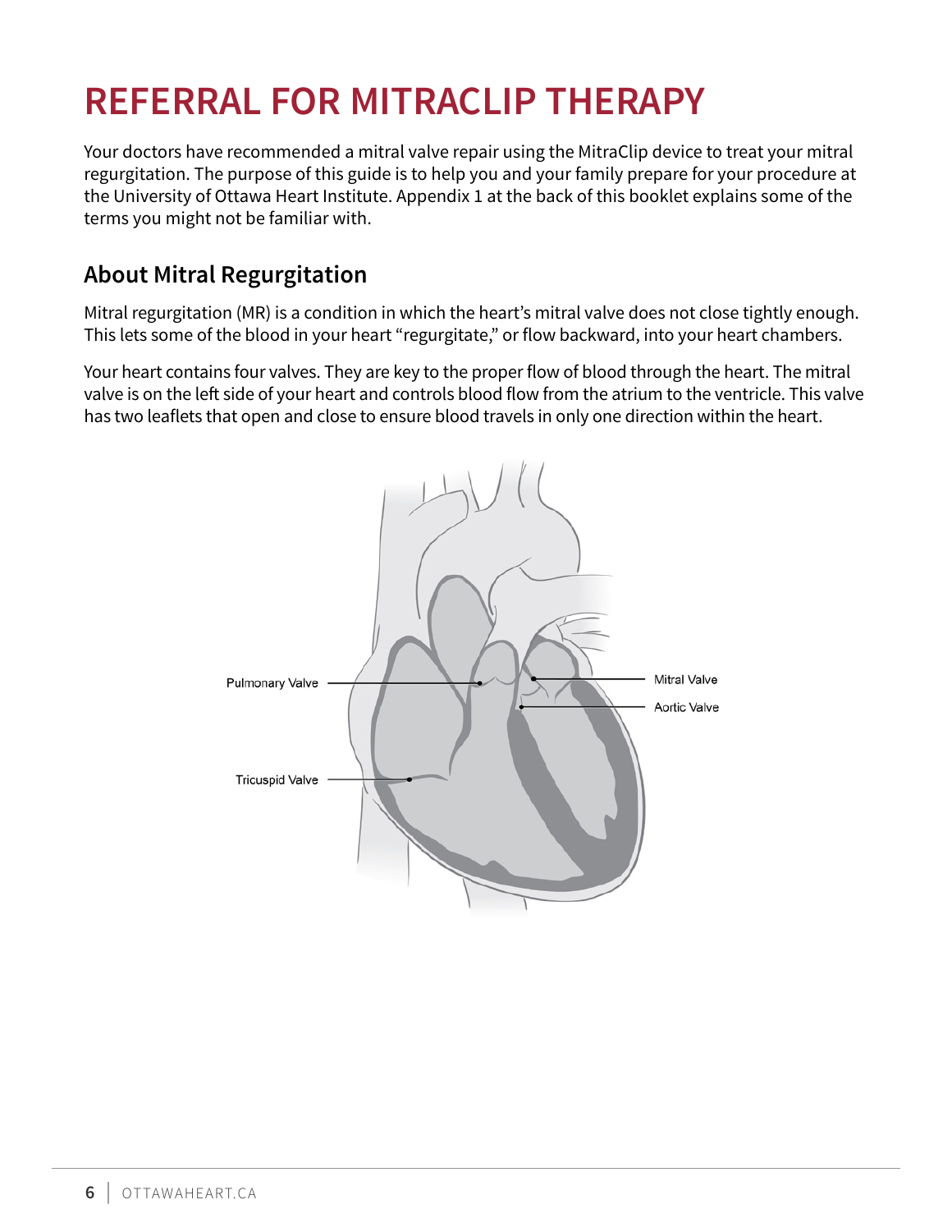# REFERRAL FOR MITRACLIP THERAPY

Your doctors have recommended a mitral valve repair using the MitraClip device to treat your mitral regurgitation. The purpose of this guide is to help you and your family prepare for your procedure at the University of Ottawa Heart Institute. Appendix 1 at the back of this booklet explains some of the terms you might not be familiar with.

## About Mitral Regurgitation

Mitral regurgitation (MR) is a condition in which the heart's mitral valve does not close tightly enough. This lets some of the blood in your heart "regurgitate," or flow backward, into your heart chambers.

Your heart contains four valves. They are key to the proper flow of blood through the heart. The mitral valve is on the left side of your heart and controls blood flow from the atrium to the ventricle. This valve has two leaflets that open and close to ensure blood travels in only one direction within the heart.

Pulmonary Valve

Tricuspid Valve

Mitral Valve

Aortic Valve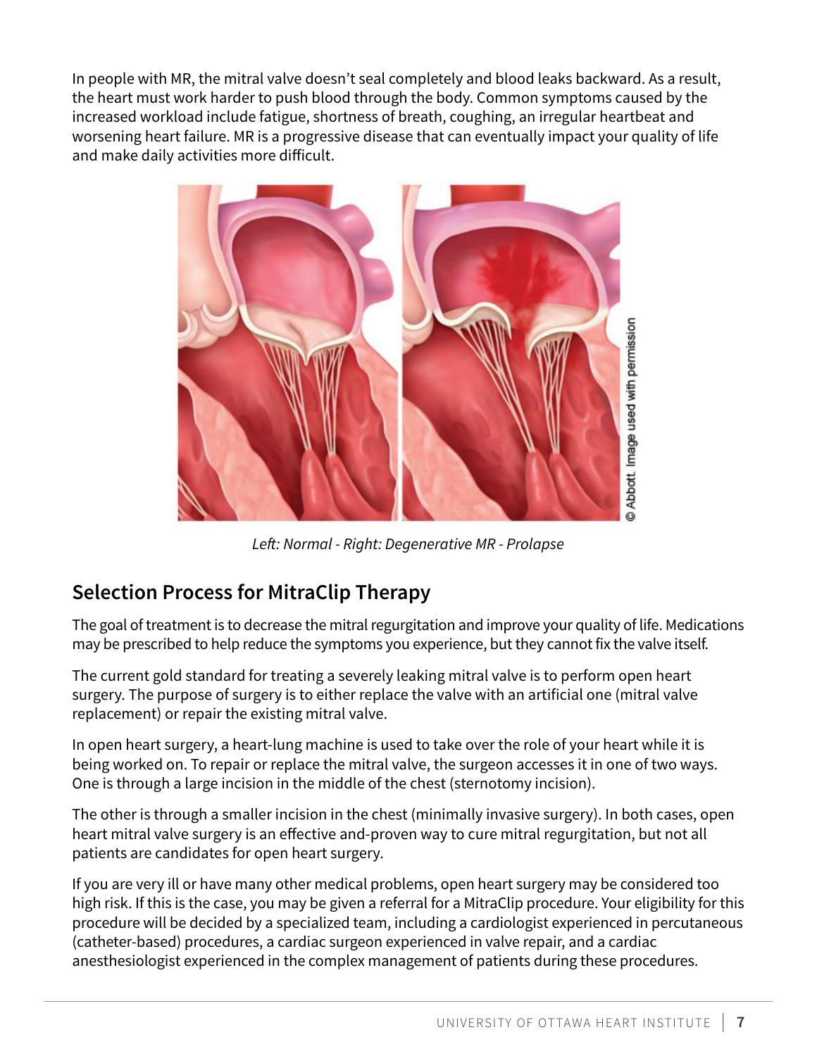In people with MR, the mitral valve doesn't seal completely and blood leaks backward. As a result, the heart must work harder to push blood through the body. Common symptoms caused by the increased workload include fatigue, shortness of breath, coughing, an irregular heartbeat and worsening heart failure. MR is a progressive disease that can eventually impact your quality of life and make daily activities more difficult.

© Abbott. Image used with permission

*Left: Normal - Right: Degenerative MR - Prolapse*

## Selection Process for MitraClip Therapy

The goal of treatment is to decrease the mitral regurgitation and improve your quality of life. Medications may be prescribed to help reduce the symptoms you experience, but they cannot fix the valve itself.

The current gold standard for treating a severely leaking mitral valve is to perform open heart surgery. The purpose of surgery is to either replace the valve with an artificial one (mitral valve replacement) or repair the existing mitral valve.

In open heart surgery, a heart-lung machine is used to take over the role of your heart while it is being worked on. To repair or replace the mitral valve, the surgeon accesses it in one of two ways. One is through a large incision in the middle of the chest (sternotomy incision).

The other is through a smaller incision in the chest (minimally invasive surgery). In both cases, open heart mitral valve surgery is an effective and-proven way to cure mitral regurgitation, but not all patients are candidates for open heart surgery.

If you are very ill or have many other medical problems, open heart surgery may be considered too high risk. If this is the case, you may be given a referral for a MitraClip procedure. Your eligibility for this procedure will be decided by a specialized team, including a cardiologist experienced in percutaneous (catheter-based) procedures, a cardiac surgeon experienced in valve repair, and a cardiac anesthesiologist experienced in the complex management of patients during these procedures.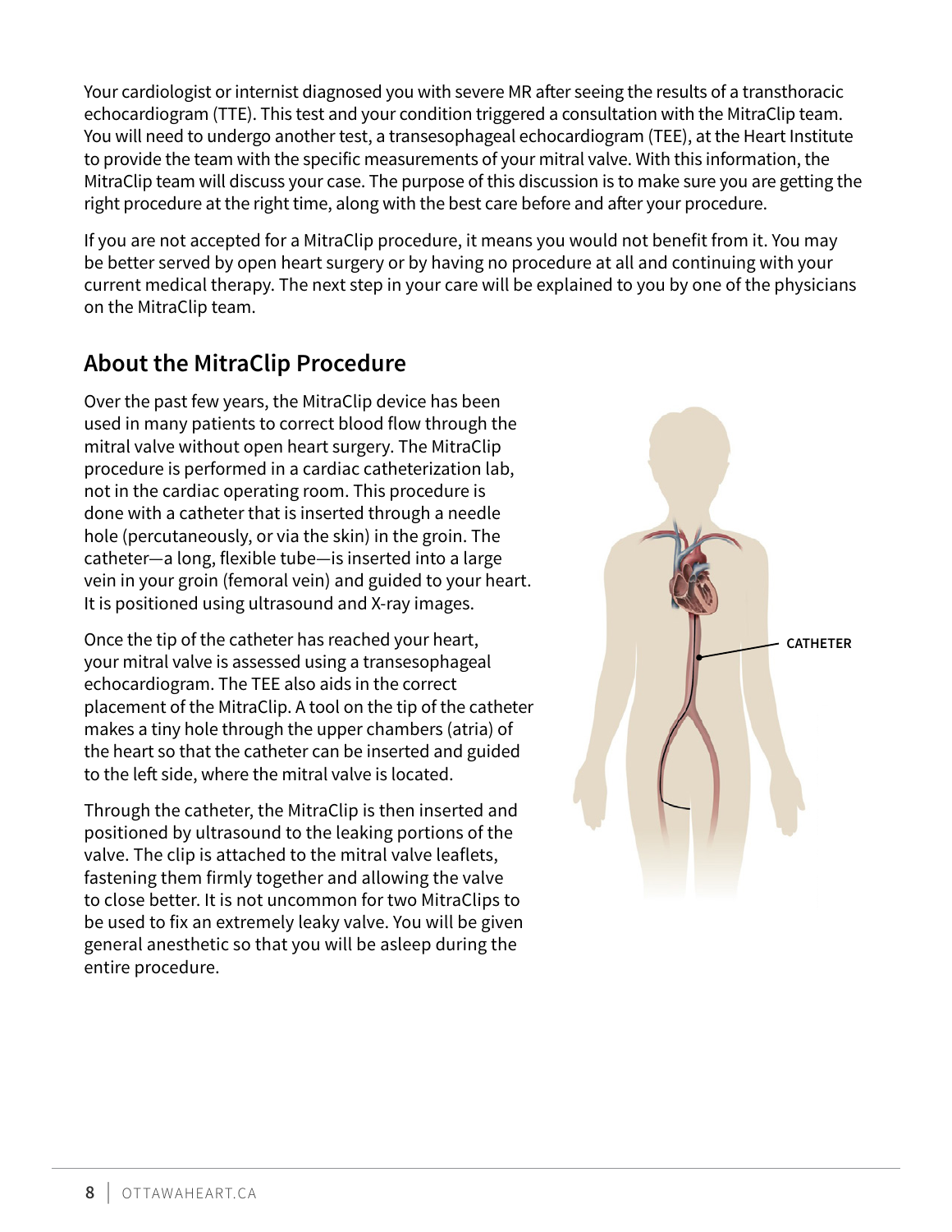Your cardiologist or internist diagnosed you with severe MR after seeing the results of a transthoracic echocardiogram (TTE). This test and your condition triggered a consultation with the MitraClip team. You will need to undergo another test, a transesophageal echocardiogram (TEE), at the Heart Institute to provide the team with the specific measurements of your mitral valve. With this information, the MitraClip team will discuss your case. The purpose of this discussion is to make sure you are getting the right procedure at the right time, along with the best care before and after your procedure.

If you are not accepted for a MitraClip procedure, it means you would not benefit from it. You may be better served by open heart surgery or by having no procedure at all and continuing with your current medical therapy. The next step in your care will be explained to you by one of the physicians on the MitraClip team.

## About the MitraClip Procedure

Over the past few years, the MitraClip device has been used in many patients to correct blood flow through the mitral valve without open heart surgery. The MitraClip procedure is performed in a cardiac catheterization lab, not in the cardiac operating room. This procedure is done with a catheter that is inserted through a needle hole (percutaneously, or via the skin) in the groin. The catheter—a long, flexible tube—is inserted into a large vein in your groin (femoral vein) and guided to your heart. It is positioned using ultrasound and X-ray images.

Once the tip of the catheter has reached your heart, your mitral valve is assessed using a transesophageal echocardiogram. The TEE also aids in the correct placement of the MitraClip. A tool on the tip of the catheter makes a tiny hole through the upper chambers (atria) of the heart so that the catheter can be inserted and guided to the left side, where the mitral valve is located.

Through the catheter, the MitraClip is then inserted and positioned by ultrasound to the leaking portions of the valve. The clip is attached to the mitral valve leaflets, fastening them firmly together and allowing the valve to close better. It is not uncommon for two MitraClips to be used to fix an extremely leaky valve. You will be given general anesthetic so that you will be asleep during the entire procedure.

CATHETER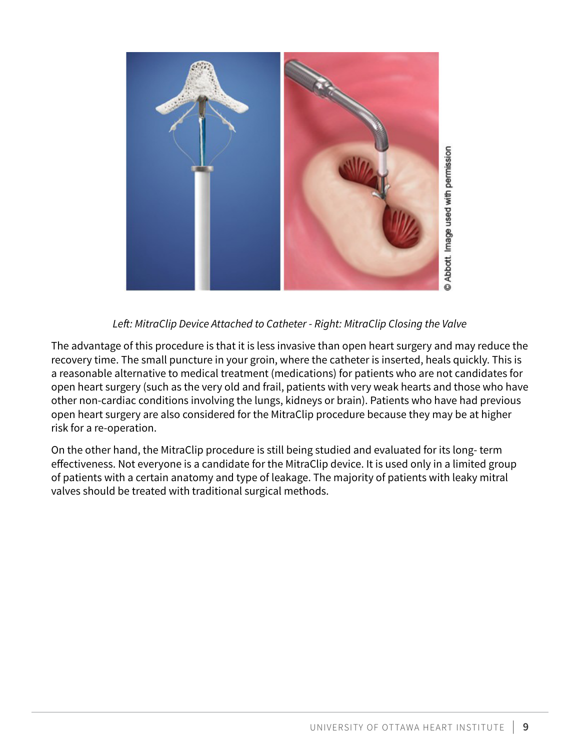*Left: MitraClip Device Attached to Catheter - Right: MitraClip Closing the Valve*

The advantage of this procedure is that it is less invasive than open heart surgery and may reduce the recovery time. The small puncture in your groin, where the catheter is inserted, heals quickly. This is a reasonable alternative to medical treatment (medications) for patients who are not candidates for open heart surgery (such as the very old and frail, patients with very weak hearts and those who have other non-cardiac conditions involving the lungs, kidneys or brain). Patients who have had previous open heart surgery are also considered for the MitraClip procedure because they may be at higher risk for a re-operation.

On the other hand, the MitraClip procedure is still being studied and evaluated for its long- term effectiveness. Not everyone is a candidate for the MitraClip device. It is used only in a limited group of patients with a certain anatomy and type of leakage. The majority of patients with leaky mitral valves should be treated with traditional surgical methods.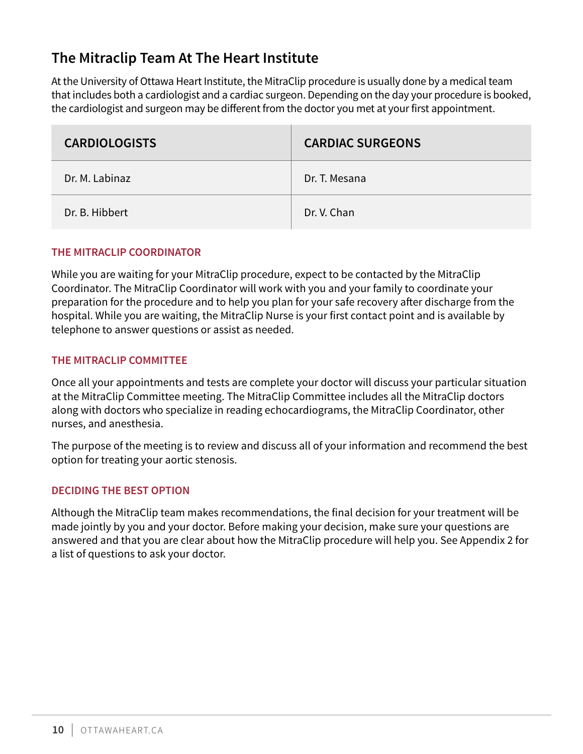## The Mitraclip Team At The Heart Institute

At the University of Ottawa Heart Institute, the MitraClip procedure is usually done by a medical team that includes both a cardiologist and a cardiac surgeon. Depending on the day your procedure is booked, the cardiologist and surgeon may be different from the doctor you met at your first appointment.

| CARDIOLOGISTS | CARDIAC SURGEONS |
|---|---|
| Dr. M. Labinaz | Dr. T. Mesana |
| Dr. B. Hibbert | Dr. V. Chan |

### THE MITRACLIP COORDINATOR

While you are waiting for your MitraClip procedure, expect to be contacted by the MitraClip Coordinator. The MitraClip Coordinator will work with you and your family to coordinate your preparation for the procedure and to help you plan for your safe recovery after discharge from the hospital. While you are waiting, the MitraClip Nurse is your first contact point and is available by telephone to answer questions or assist as needed.

### THE MITRACLIP COMMITTEE

Once all your appointments and tests are complete your doctor will discuss your particular situation at the MitraClip Committee meeting. The MitraClip Committee includes all the MitraClip doctors along with doctors who specialize in reading echocardiograms, the MitraClip Coordinator, other nurses, and anesthesia.

The purpose of the meeting is to review and discuss all of your information and recommend the best option for treating your aortic stenosis.

### DECIDING THE BEST OPTION

Although the MitraClip team makes recommendations, the final decision for your treatment will be made jointly by you and your doctor. Before making your decision, make sure your questions are answered and that you are clear about how the MitraClip procedure will help you. See Appendix 2 for a list of questions to ask your doctor.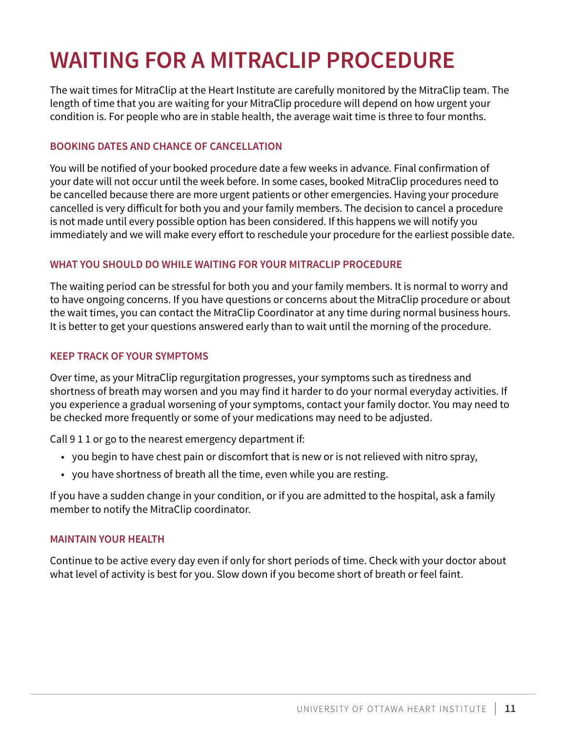# WAITING FOR A MITRACLIP PROCEDURE

The wait times for MitraClip at the Heart Institute are carefully monitored by the MitraClip team. The length of time that you are waiting for your MitraClip procedure will depend on how urgent your condition is. For people who are in stable health, the average wait time is three to four months.

### BOOKING DATES AND CHANCE OF CANCELLATION

You will be notified of your booked procedure date a few weeks in advance. Final confirmation of your date will not occur until the week before. In some cases, booked MitraClip procedures need to be cancelled because there are more urgent patients or other emergencies. Having your procedure cancelled is very difficult for both you and your family members. The decision to cancel a procedure is not made until every possible option has been considered. If this happens we will notify you immediately and we will make every effort to reschedule your procedure for the earliest possible date.

### WHAT YOU SHOULD DO WHILE WAITING FOR YOUR MITRACLIP PROCEDURE

The waiting period can be stressful for both you and your family members. It is normal to worry and to have ongoing concerns. If you have questions or concerns about the MitraClip procedure or about the wait times, you can contact the MitraClip Coordinator at any time during normal business hours. It is better to get your questions answered early than to wait until the morning of the procedure.

### KEEP TRACK OF YOUR SYMPTOMS

Over time, as your MitraClip regurgitation progresses, your symptoms such as tiredness and shortness of breath may worsen and you may find it harder to do your normal everyday activities. If you experience a gradual worsening of your symptoms, contact your family doctor. You may need to be checked more frequently or some of your medications may need to be adjusted.

Call 9 1 1 or go to the nearest emergency department if:

- you begin to have chest pain or discomfort that is new or is not relieved with nitro spray,
- you have shortness of breath all the time, even while you are resting.

If you have a sudden change in your condition, or if you are admitted to the hospital, ask a family member to notify the MitraClip coordinator.

### MAINTAIN YOUR HEALTH

Continue to be active every day even if only for short periods of time. Check with your doctor about what level of activity is best for you. Slow down if you become short of breath or feel faint.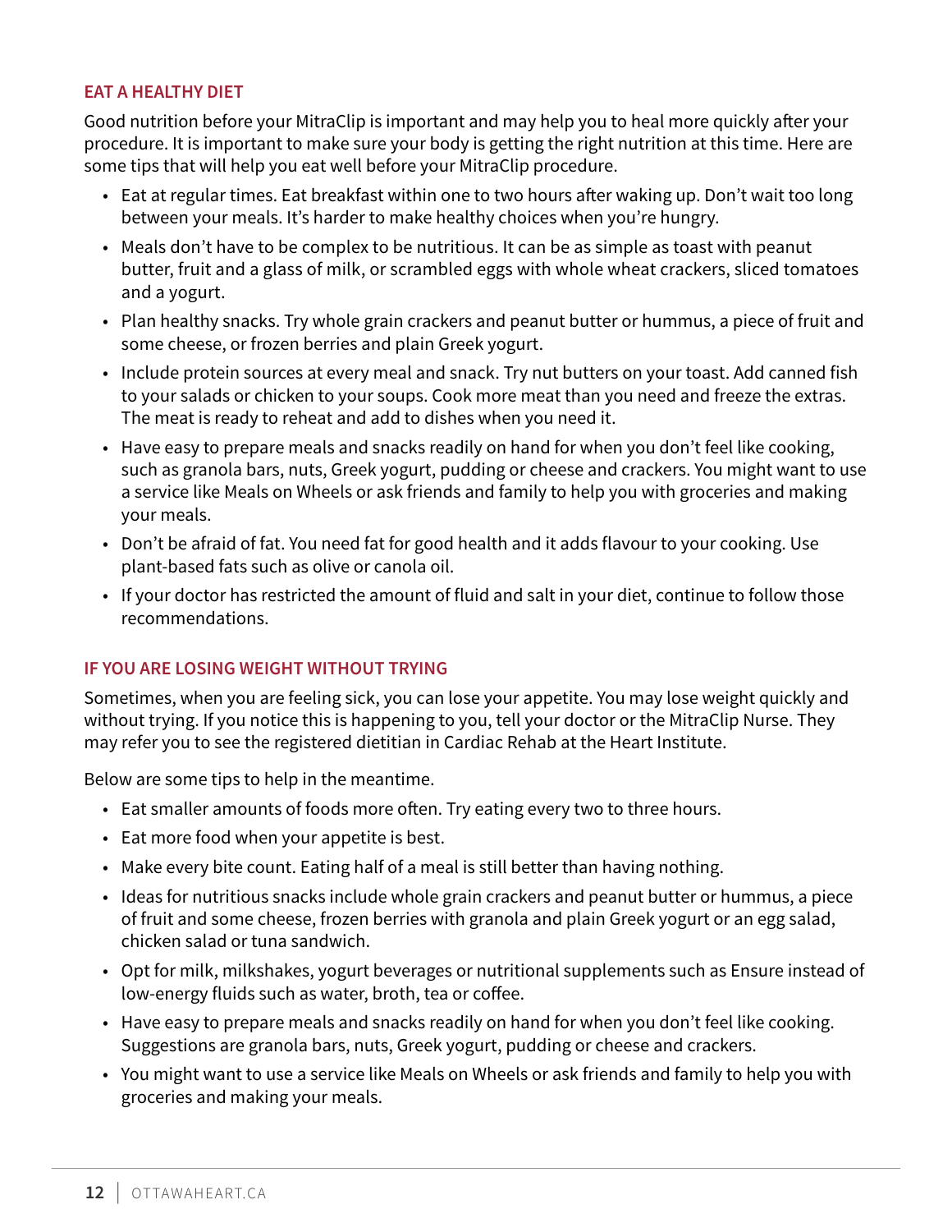## EAT A HEALTHY DIET

Good nutrition before your MitraClip is important and may help you to heal more quickly after your procedure. It is important to make sure your body is getting the right nutrition at this time. Here are some tips that will help you eat well before your MitraClip procedure.

- Eat at regular times. Eat breakfast within one to two hours after waking up. Don't wait too long between your meals. It's harder to make healthy choices when you're hungry.
- Meals don't have to be complex to be nutritious. It can be as simple as toast with peanut butter, fruit and a glass of milk, or scrambled eggs with whole wheat crackers, sliced tomatoes and a yogurt.
- Plan healthy snacks. Try whole grain crackers and peanut butter or hummus, a piece of fruit and some cheese, or frozen berries and plain Greek yogurt.
- Include protein sources at every meal and snack. Try nut butters on your toast. Add canned fish to your salads or chicken to your soups. Cook more meat than you need and freeze the extras. The meat is ready to reheat and add to dishes when you need it.
- Have easy to prepare meals and snacks readily on hand for when you don't feel like cooking, such as granola bars, nuts, Greek yogurt, pudding or cheese and crackers. You might want to use a service like Meals on Wheels or ask friends and family to help you with groceries and making your meals.
- Don't be afraid of fat. You need fat for good health and it adds flavour to your cooking. Use plant-based fats such as olive or canola oil.
- If your doctor has restricted the amount of fluid and salt in your diet, continue to follow those recommendations.

## IF YOU ARE LOSING WEIGHT WITHOUT TRYING

Sometimes, when you are feeling sick, you can lose your appetite. You may lose weight quickly and without trying. If you notice this is happening to you, tell your doctor or the MitraClip Nurse. They may refer you to see the registered dietitian in Cardiac Rehab at the Heart Institute.

Below are some tips to help in the meantime.

- Eat smaller amounts of foods more often. Try eating every two to three hours.
- Eat more food when your appetite is best.
- Make every bite count. Eating half of a meal is still better than having nothing.
- Ideas for nutritious snacks include whole grain crackers and peanut butter or hummus, a piece of fruit and some cheese, frozen berries with granola and plain Greek yogurt or an egg salad, chicken salad or tuna sandwich.
- Opt for milk, milkshakes, yogurt beverages or nutritional supplements such as Ensure instead of low-energy fluids such as water, broth, tea or coffee.
- Have easy to prepare meals and snacks readily on hand for when you don't feel like cooking. Suggestions are granola bars, nuts, Greek yogurt, pudding or cheese and crackers.
- You might want to use a service like Meals on Wheels or ask friends and family to help you with groceries and making your meals.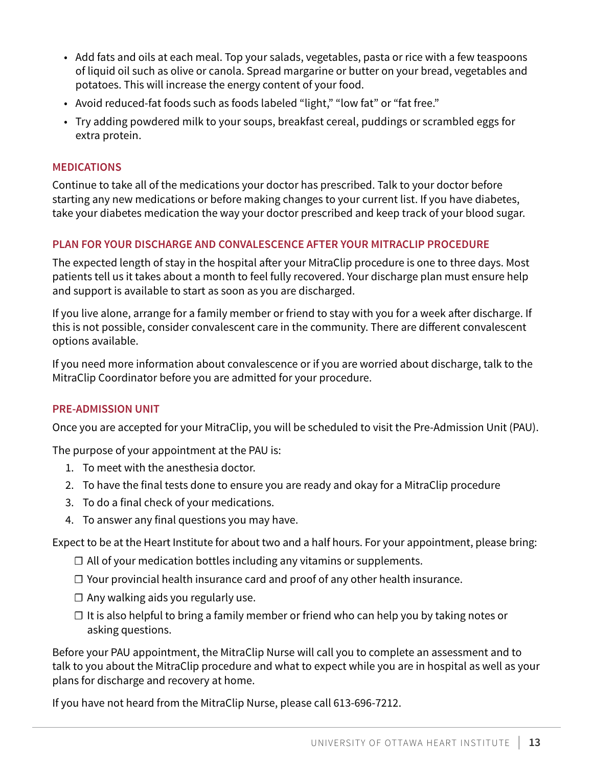- Add fats and oils at each meal. Top your salads, vegetables, pasta or rice with a few teaspoons of liquid oil such as olive or canola. Spread margarine or butter on your bread, vegetables and potatoes. This will increase the energy content of your food.
- Avoid reduced-fat foods such as foods labeled “light,” “low fat” or “fat free.”
- Try adding powdered milk to your soups, breakfast cereal, puddings or scrambled eggs for extra protein.

## MEDICATIONS

Continue to take all of the medications your doctor has prescribed. Talk to your doctor before starting any new medications or before making changes to your current list. If you have diabetes, take your diabetes medication the way your doctor prescribed and keep track of your blood sugar.

## PLAN FOR YOUR DISCHARGE AND CONVALESCENCE AFTER YOUR MITRACLIP PROCEDURE

The expected length of stay in the hospital after your MitraClip procedure is one to three days. Most patients tell us it takes about a month to feel fully recovered. Your discharge plan must ensure help and support is available to start as soon as you are discharged.

If you live alone, arrange for a family member or friend to stay with you for a week after discharge. If this is not possible, consider convalescent care in the community. There are different convalescent options available.

If you need more information about convalescence or if you are worried about discharge, talk to the MitraClip Coordinator before you are admitted for your procedure.

## PRE-ADMISSION UNIT

Once you are accepted for your MitraClip, you will be scheduled to visit the Pre-Admission Unit (PAU).

The purpose of your appointment at the PAU is:

1. To meet with the anesthesia doctor.
2. To have the final tests done to ensure you are ready and okay for a MitraClip procedure
3. To do a final check of your medications.
4. To answer any final questions you may have.

Expect to be at the Heart Institute for about two and a half hours. For your appointment, please bring:

- ☐ All of your medication bottles including any vitamins or supplements.
- ☐ Your provincial health insurance card and proof of any other health insurance.
- ☐ Any walking aids you regularly use.
- ☐ It is also helpful to bring a family member or friend who can help you by taking notes or asking questions.

Before your PAU appointment, the MitraClip Nurse will call you to complete an assessment and to talk to you about the MitraClip procedure and what to expect while you are in hospital as well as your plans for discharge and recovery at home.

If you have not heard from the MitraClip Nurse, please call 613-696-7212.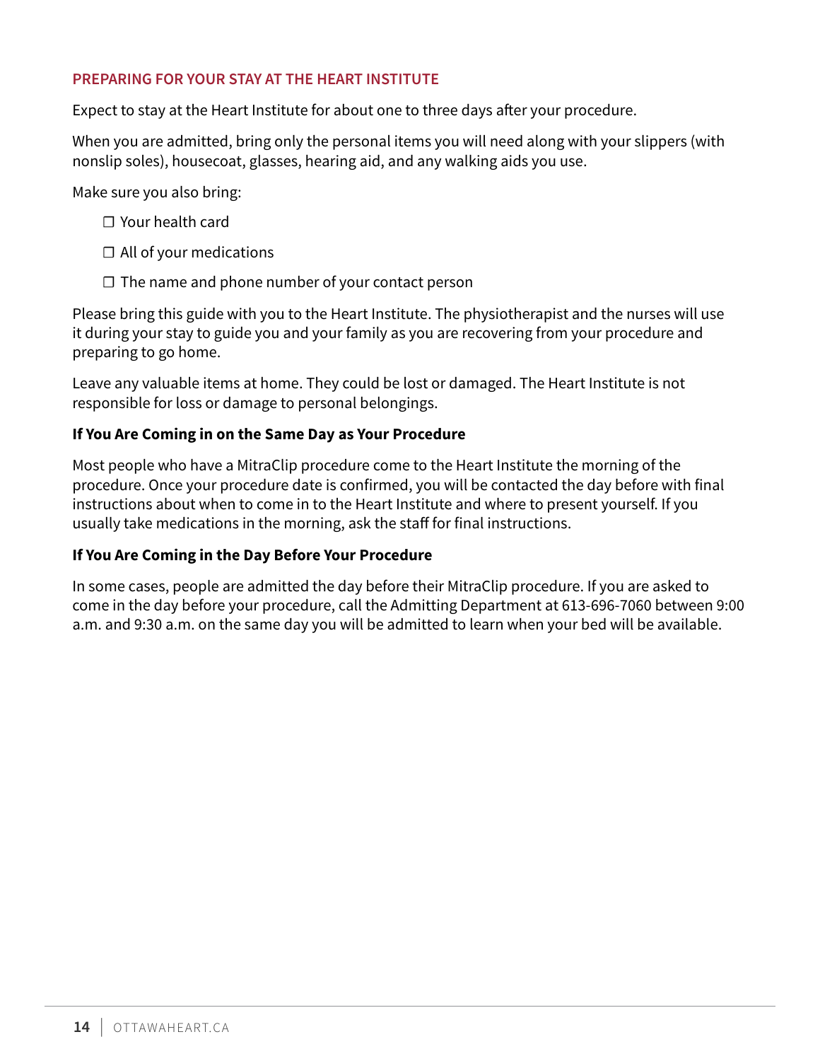## PREPARING FOR YOUR STAY AT THE HEART INSTITUTE

Expect to stay at the Heart Institute for about one to three days after your procedure.

When you are admitted, bring only the personal items you will need along with your slippers (with nonslip soles), housecoat, glasses, hearing aid, and any walking aids you use.

Make sure you also bring:

- ☐ Your health card
- ☐ All of your medications
- ☐ The name and phone number of your contact person

Please bring this guide with you to the Heart Institute. The physiotherapist and the nurses will use it during your stay to guide you and your family as you are recovering from your procedure and preparing to go home.

Leave any valuable items at home. They could be lost or damaged. The Heart Institute is not responsible for loss or damage to personal belongings.

### If You Are Coming in on the Same Day as Your Procedure

Most people who have a MitraClip procedure come to the Heart Institute the morning of the procedure. Once your procedure date is confirmed, you will be contacted the day before with final instructions about when to come in to the Heart Institute and where to present yourself. If you usually take medications in the morning, ask the staff for final instructions.

### If You Are Coming in the Day Before Your Procedure

In some cases, people are admitted the day before their MitraClip procedure. If you are asked to come in the day before your procedure, call the Admitting Department at 613-696-7060 between 9:00 a.m. and 9:30 a.m. on the same day you will be admitted to learn when your bed will be available.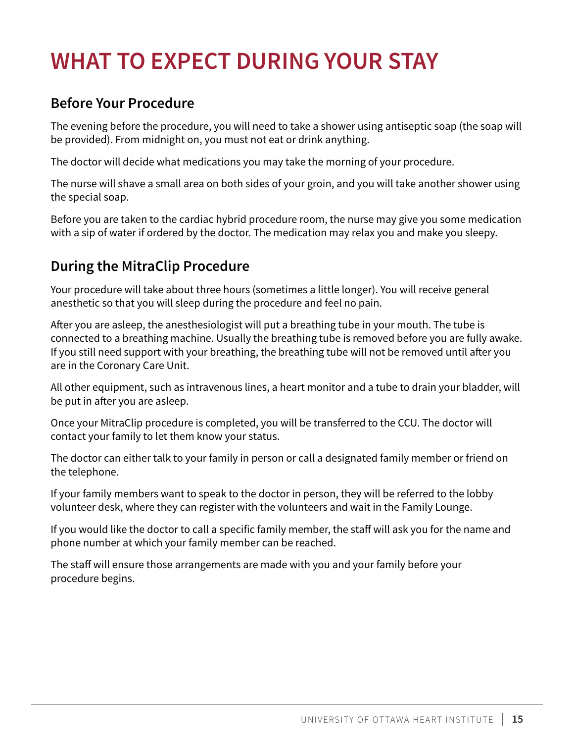# WHAT TO EXPECT DURING YOUR STAY

## Before Your Procedure

The evening before the procedure, you will need to take a shower using antiseptic soap (the soap will be provided). From midnight on, you must not eat or drink anything.

The doctor will decide what medications you may take the morning of your procedure.

The nurse will shave a small area on both sides of your groin, and you will take another shower using the special soap.

Before you are taken to the cardiac hybrid procedure room, the nurse may give you some medication with a sip of water if ordered by the doctor. The medication may relax you and make you sleepy.

## During the MitraClip Procedure

Your procedure will take about three hours (sometimes a little longer). You will receive general anesthetic so that you will sleep during the procedure and feel no pain.

After you are asleep, the anesthesiologist will put a breathing tube in your mouth. The tube is connected to a breathing machine. Usually the breathing tube is removed before you are fully awake. If you still need support with your breathing, the breathing tube will not be removed until after you are in the Coronary Care Unit.

All other equipment, such as intravenous lines, a heart monitor and a tube to drain your bladder, will be put in after you are asleep.

Once your MitraClip procedure is completed, you will be transferred to the CCU. The doctor will contact your family to let them know your status.

The doctor can either talk to your family in person or call a designated family member or friend on the telephone.

If your family members want to speak to the doctor in person, they will be referred to the lobby volunteer desk, where they can register with the volunteers and wait in the Family Lounge.

If you would like the doctor to call a specific family member, the staff will ask you for the name and phone number at which your family member can be reached.

The staff will ensure those arrangements are made with you and your family before your procedure begins.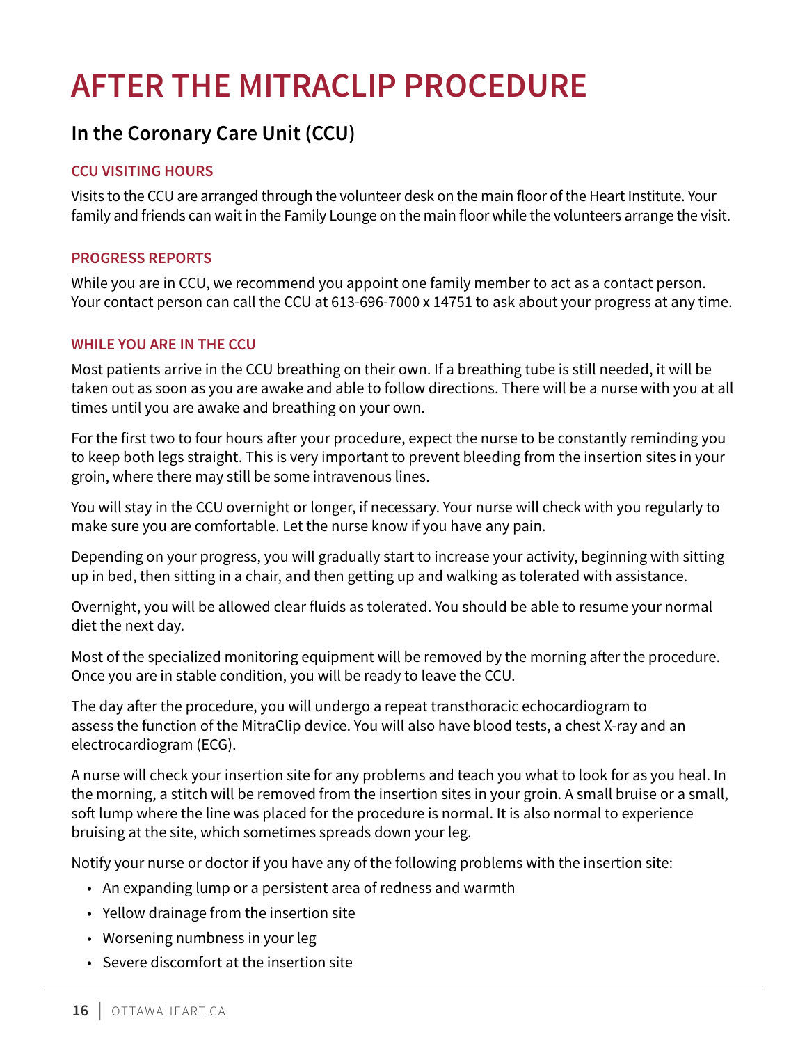# AFTER THE MITRACLIP PROCEDURE

## In the Coronary Care Unit (CCU)

### CCU VISITING HOURS

Visits to the CCU are arranged through the volunteer desk on the main floor of the Heart Institute. Your family and friends can wait in the Family Lounge on the main floor while the volunteers arrange the visit.

### PROGRESS REPORTS

While you are in CCU, we recommend you appoint one family member to act as a contact person. Your contact person can call the CCU at 613-696-7000 x 14751 to ask about your progress at any time.

### WHILE YOU ARE IN THE CCU

Most patients arrive in the CCU breathing on their own. If a breathing tube is still needed, it will be taken out as soon as you are awake and able to follow directions. There will be a nurse with you at all times until you are awake and breathing on your own.

For the first two to four hours after your procedure, expect the nurse to be constantly reminding you to keep both legs straight. This is very important to prevent bleeding from the insertion sites in your groin, where there may still be some intravenous lines.

You will stay in the CCU overnight or longer, if necessary. Your nurse will check with you regularly to make sure you are comfortable. Let the nurse know if you have any pain.

Depending on your progress, you will gradually start to increase your activity, beginning with sitting up in bed, then sitting in a chair, and then getting up and walking as tolerated with assistance.

Overnight, you will be allowed clear fluids as tolerated. You should be able to resume your normal diet the next day.

Most of the specialized monitoring equipment will be removed by the morning after the procedure. Once you are in stable condition, you will be ready to leave the CCU.

The day after the procedure, you will undergo a repeat transthoracic echocardiogram to assess the function of the MitraClip device. You will also have blood tests, a chest X-ray and an electrocardiogram (ECG).

A nurse will check your insertion site for any problems and teach you what to look for as you heal. In the morning, a stitch will be removed from the insertion sites in your groin. A small bruise or a small, soft lump where the line was placed for the procedure is normal. It is also normal to experience bruising at the site, which sometimes spreads down your leg.

Notify your nurse or doctor if you have any of the following problems with the insertion site:

- An expanding lump or a persistent area of redness and warmth
- Yellow drainage from the insertion site
- Worsening numbness in your leg
- Severe discomfort at the insertion site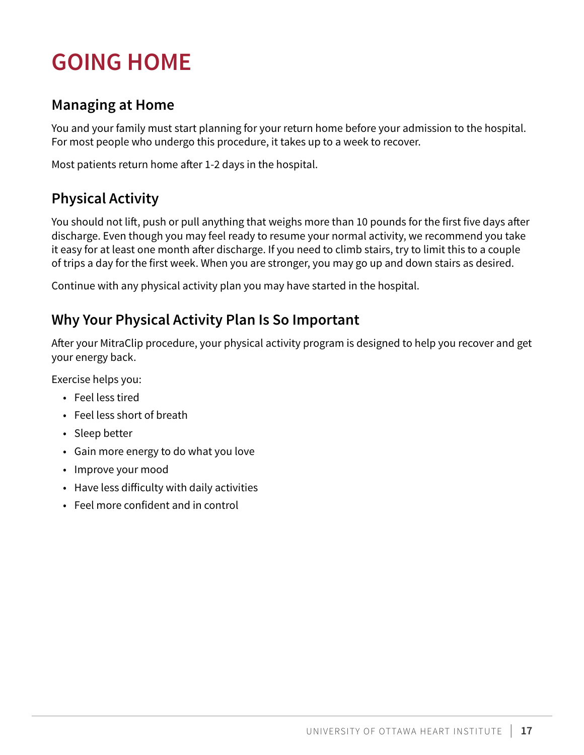# GOING HOME

## Managing at Home

You and your family must start planning for your return home before your admission to the hospital. For most people who undergo this procedure, it takes up to a week to recover.

Most patients return home after 1-2 days in the hospital.

## Physical Activity

You should not lift, push or pull anything that weighs more than 10 pounds for the first five days after discharge. Even though you may feel ready to resume your normal activity, we recommend you take it easy for at least one month after discharge. If you need to climb stairs, try to limit this to a couple of trips a day for the first week. When you are stronger, you may go up and down stairs as desired.

Continue with any physical activity plan you may have started in the hospital.

## Why Your Physical Activity Plan Is So Important

After your MitraClip procedure, your physical activity program is designed to help you recover and get your energy back.

Exercise helps you:

- Feel less tired
- Feel less short of breath
- Sleep better
- Gain more energy to do what you love
- Improve your mood
- Have less difficulty with daily activities
- Feel more confident and in control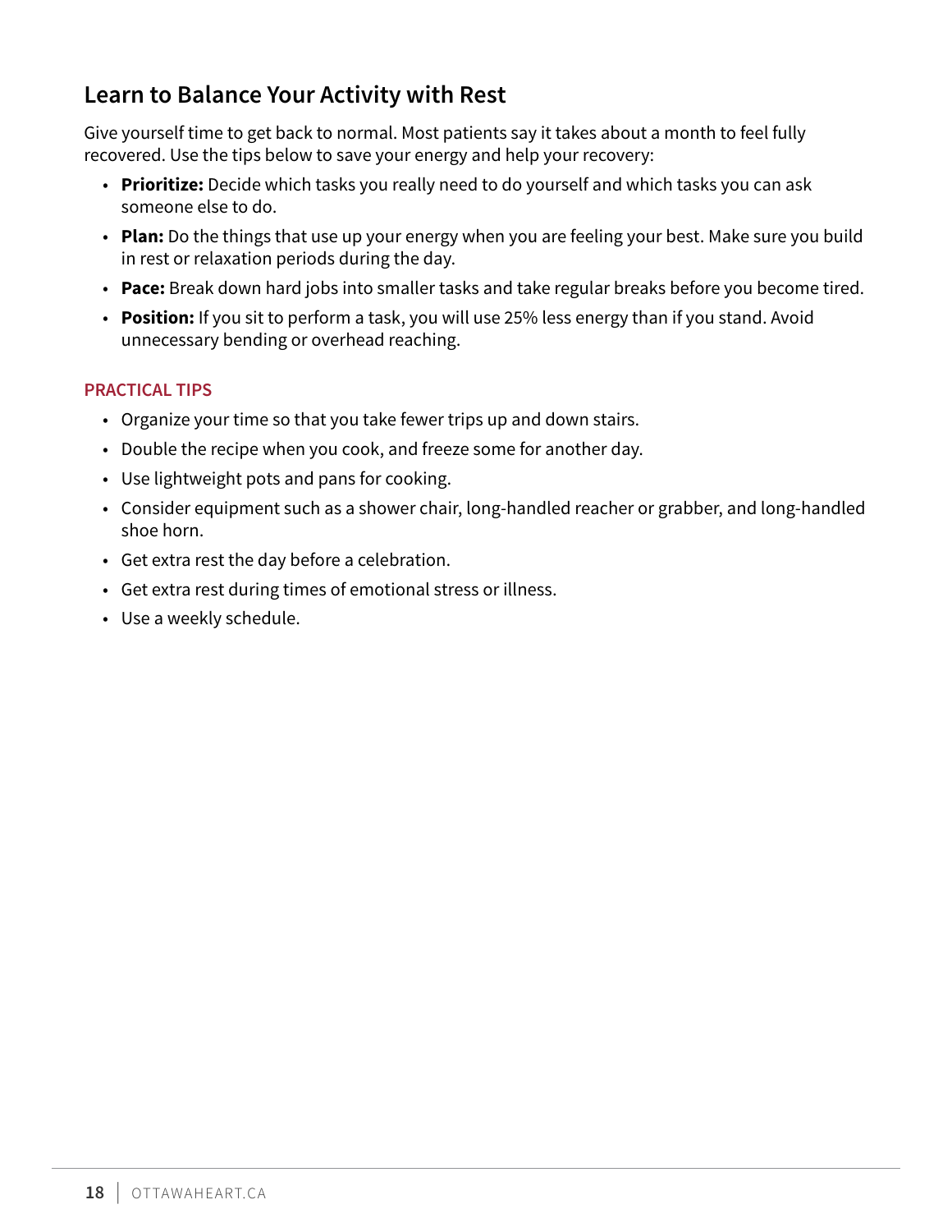## Learn to Balance Your Activity with Rest

Give yourself time to get back to normal. Most patients say it takes about a month to feel fully recovered. Use the tips below to save your energy and help your recovery:

- **Prioritize:** Decide which tasks you really need to do yourself and which tasks you can ask someone else to do.
- **Plan:** Do the things that use up your energy when you are feeling your best. Make sure you build in rest or relaxation periods during the day.
- **Pace:** Break down hard jobs into smaller tasks and take regular breaks before you become tired.
- **Position:** If you sit to perform a task, you will use 25% less energy than if you stand. Avoid unnecessary bending or overhead reaching.

### PRACTICAL TIPS

- Organize your time so that you take fewer trips up and down stairs.
- Double the recipe when you cook, and freeze some for another day.
- Use lightweight pots and pans for cooking.
- Consider equipment such as a shower chair, long-handled reacher or grabber, and long-handled shoe horn.
- Get extra rest the day before a celebration.
- Get extra rest during times of emotional stress or illness.
- Use a weekly schedule.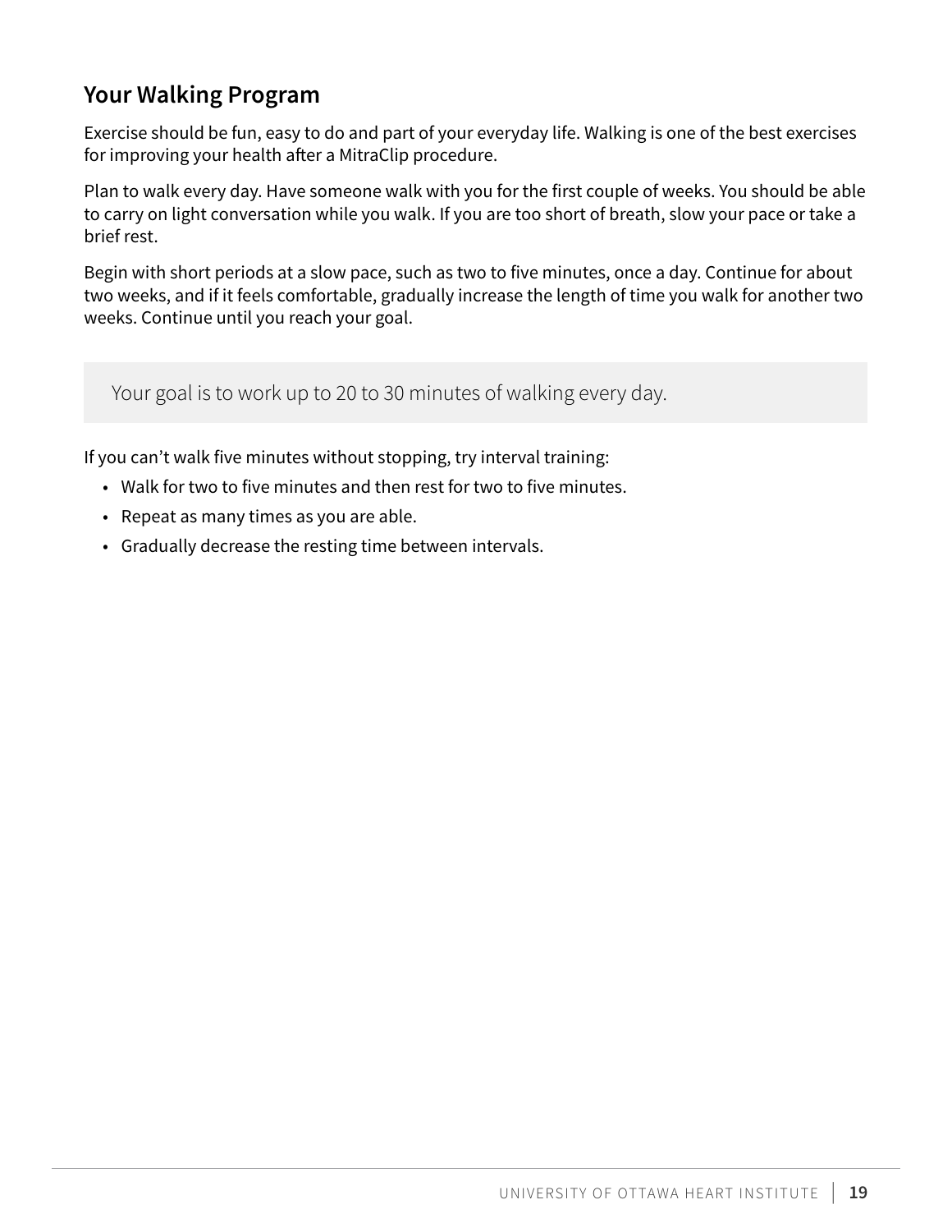## Your Walking Program

Exercise should be fun, easy to do and part of your everyday life. Walking is one of the best exercises for improving your health after a MitraClip procedure.

Plan to walk every day. Have someone walk with you for the first couple of weeks. You should be able to carry on light conversation while you walk. If you are too short of breath, slow your pace or take a brief rest.

Begin with short periods at a slow pace, such as two to five minutes, once a day. Continue for about two weeks, and if it feels comfortable, gradually increase the length of time you walk for another two weeks. Continue until you reach your goal.

> Your goal is to work up to 20 to 30 minutes of walking every day.

If you can't walk five minutes without stopping, try interval training:

- Walk for two to five minutes and then rest for two to five minutes.
- Repeat as many times as you are able.
- Gradually decrease the resting time between intervals.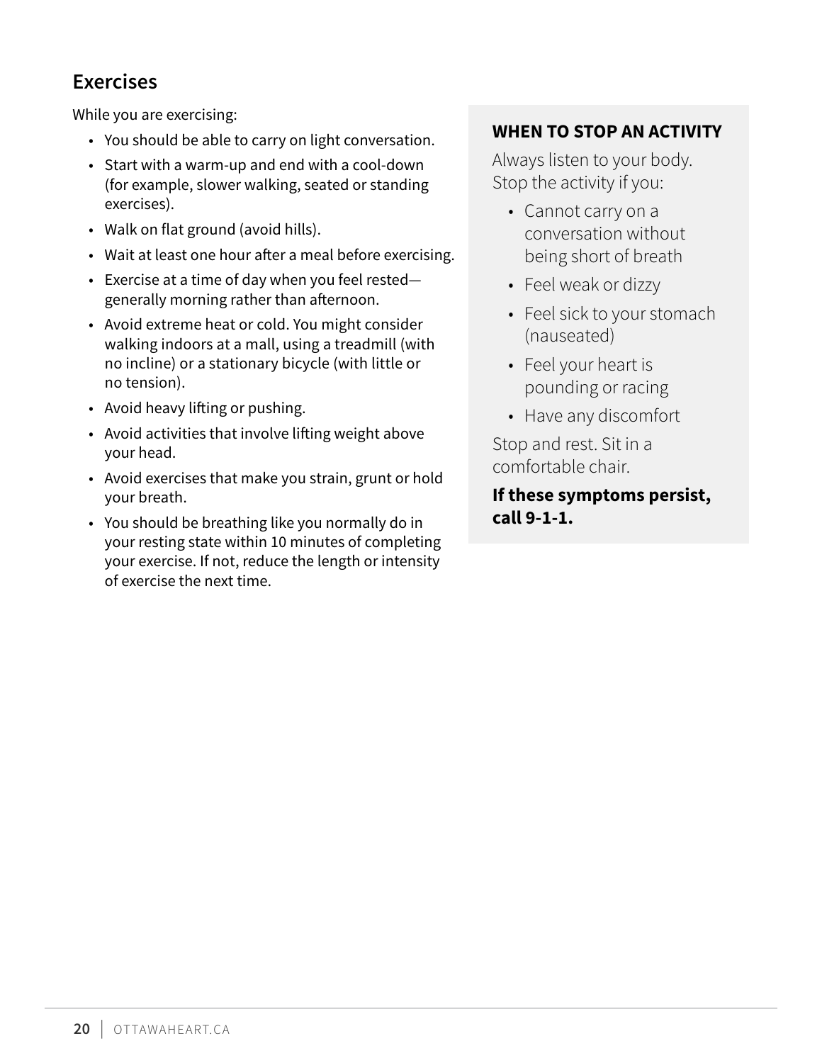## Exercises

While you are exercising:

- You should be able to carry on light conversation.
- Start with a warm-up and end with a cool-down (for example, slower walking, seated or standing exercises).
- Walk on flat ground (avoid hills).
- Wait at least one hour after a meal before exercising.
- Exercise at a time of day when you feel rested—generally morning rather than afternoon.
- Avoid extreme heat or cold. You might consider walking indoors at a mall, using a treadmill (with no incline) or a stationary bicycle (with little or no tension).
- Avoid heavy lifting or pushing.
- Avoid activities that involve lifting weight above your head.
- Avoid exercises that make you strain, grunt or hold your breath.
- You should be breathing like you normally do in your resting state within 10 minutes of completing your exercise. If not, reduce the length or intensity of exercise the next time.

### WHEN TO STOP AN ACTIVITY

Always listen to your body. Stop the activity if you:

- Cannot carry on a conversation without being short of breath
- Feel weak or dizzy
- Feel sick to your stomach (nauseated)
- Feel your heart is pounding or racing
- Have any discomfort

Stop and rest. Sit in a comfortable chair.

**If these symptoms persist, call 9-1-1.**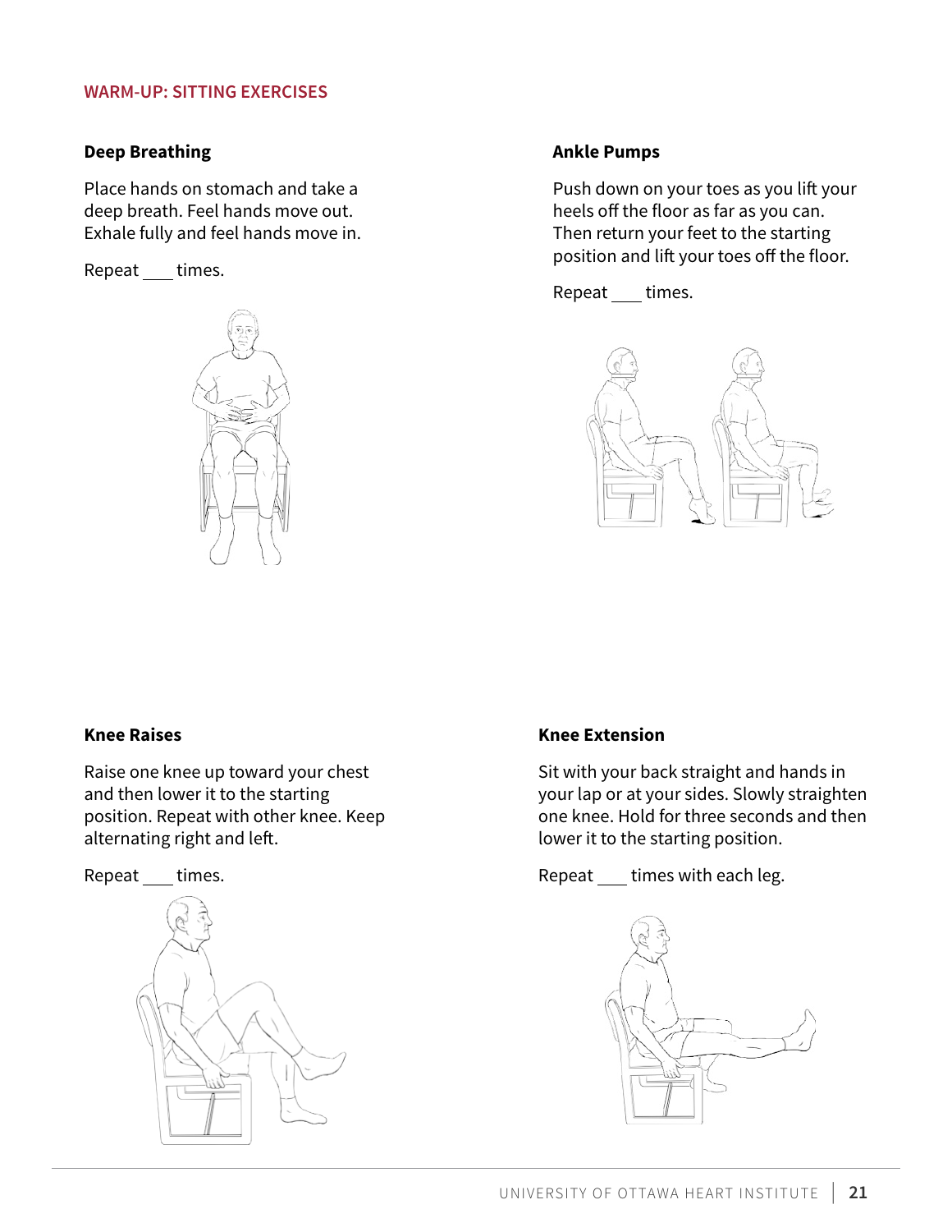## WARM-UP: SITTING EXERCISES

### Deep Breathing

Place hands on stomach and take a deep breath. Feel hands move out. Exhale fully and feel hands move in.

Repeat ___ times.

### Ankle Pumps

Push down on your toes as you lift your heels off the floor as far as you can. Then return your feet to the starting position and lift your toes off the floor.

Repeat ___ times.

### Knee Raises

Raise one knee up toward your chest and then lower it to the starting position. Repeat with other knee. Keep alternating right and left.

Repeat ___ times.

### Knee Extension

Sit with your back straight and hands in your lap or at your sides. Slowly straighten one knee. Hold for three seconds and then lower it to the starting position.

Repeat ___ times with each leg.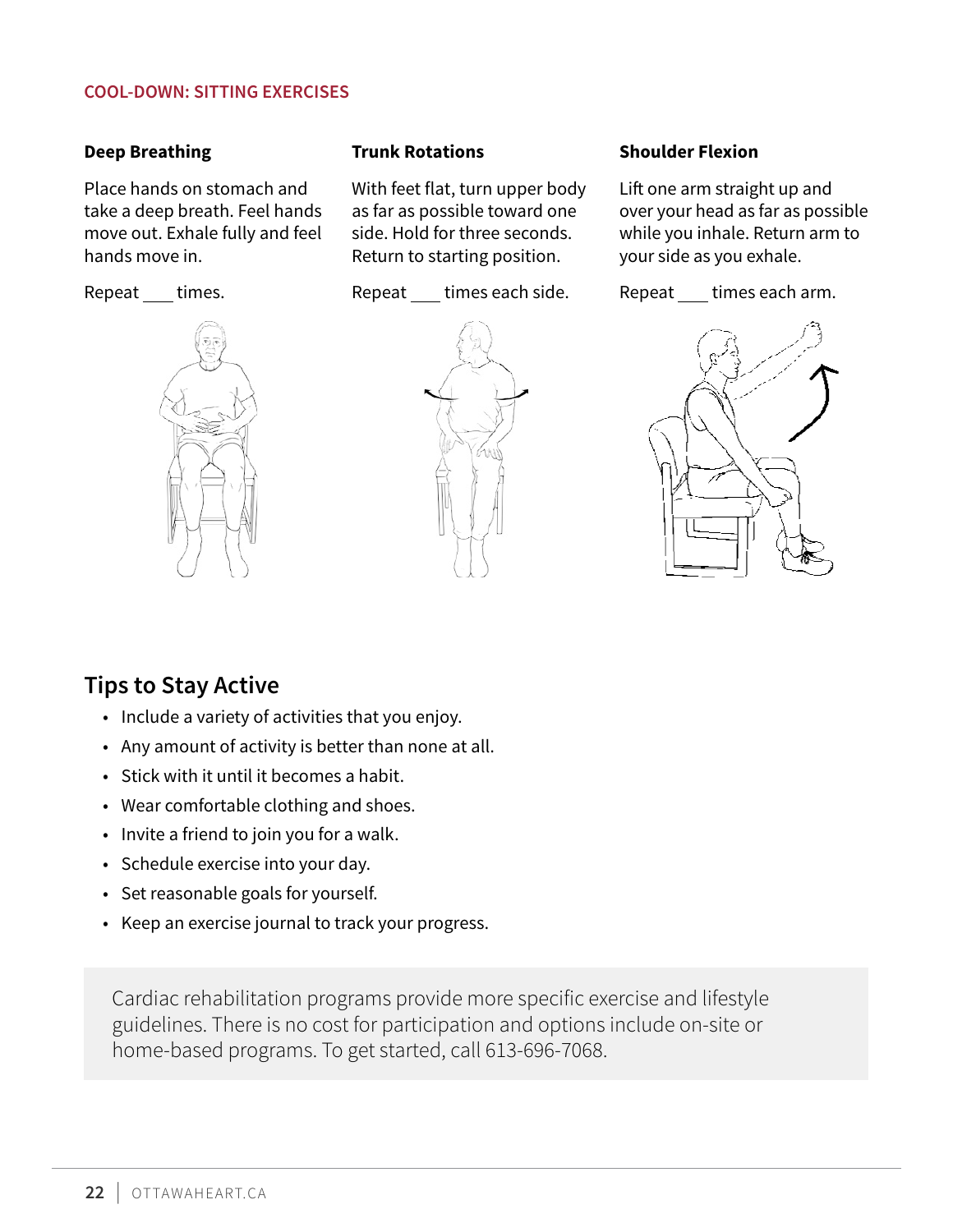## COOL-DOWN: SITTING EXERCISES

### Deep Breathing

Place hands on stomach and take a deep breath. Feel hands move out. Exhale fully and feel hands move in.

Repeat ___ times.

### Trunk Rotations

With feet flat, turn upper body as far as possible toward one side. Hold for three seconds. Return to starting position.

Repeat ___ times each side.

### Shoulder Flexion

Lift one arm straight up and over your head as far as possible while you inhale. Return arm to your side as you exhale.

Repeat ___ times each arm.

## Tips to Stay Active

- Include a variety of activities that you enjoy.
- Any amount of activity is better than none at all.
- Stick with it until it becomes a habit.
- Wear comfortable clothing and shoes.
- Invite a friend to join you for a walk.
- Schedule exercise into your day.
- Set reasonable goals for yourself.
- Keep an exercise journal to track your progress.

Cardiac rehabilitation programs provide more specific exercise and lifestyle guidelines. There is no cost for participation and options include on-site or home-based programs. To get started, call 613-696-7068.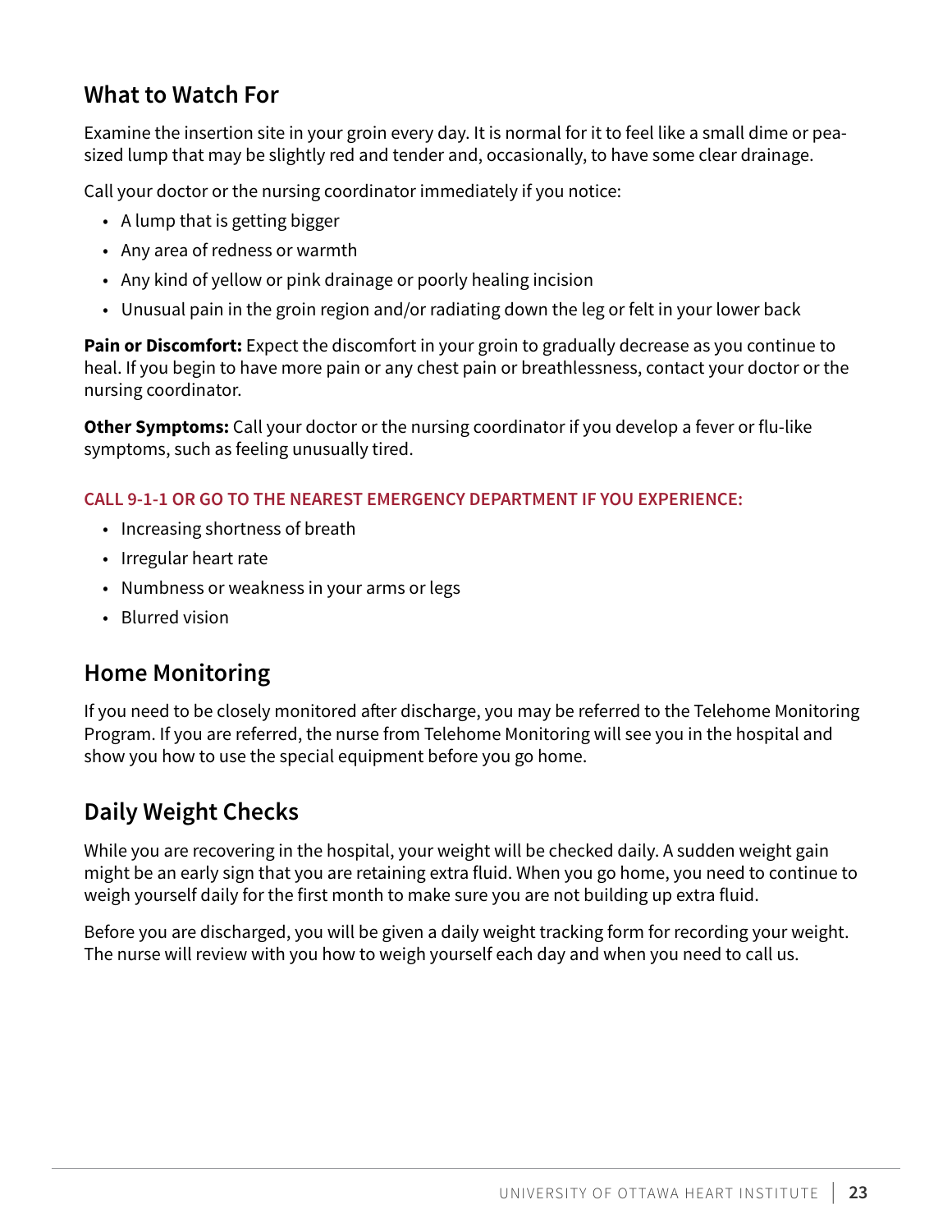## What to Watch For

Examine the insertion site in your groin every day. It is normal for it to feel like a small dime or pea-sized lump that may be slightly red and tender and, occasionally, to have some clear drainage.

Call your doctor or the nursing coordinator immediately if you notice:

- A lump that is getting bigger
- Any area of redness or warmth
- Any kind of yellow or pink drainage or poorly healing incision
- Unusual pain in the groin region and/or radiating down the leg or felt in your lower back

**Pain or Discomfort:** Expect the discomfort in your groin to gradually decrease as you continue to heal. If you begin to have more pain or any chest pain or breathlessness, contact your doctor or the nursing coordinator.

**Other Symptoms:** Call your doctor or the nursing coordinator if you develop a fever or flu-like symptoms, such as feeling unusually tired.

**CALL 9-1-1 OR GO TO THE NEAREST EMERGENCY DEPARTMENT IF YOU EXPERIENCE:**

- Increasing shortness of breath
- Irregular heart rate
- Numbness or weakness in your arms or legs
- Blurred vision

## Home Monitoring

If you need to be closely monitored after discharge, you may be referred to the Telehome Monitoring Program. If you are referred, the nurse from Telehome Monitoring will see you in the hospital and show you how to use the special equipment before you go home.

## Daily Weight Checks

While you are recovering in the hospital, your weight will be checked daily. A sudden weight gain might be an early sign that you are retaining extra fluid. When you go home, you need to continue to weigh yourself daily for the first month to make sure you are not building up extra fluid.

Before you are discharged, you will be given a daily weight tracking form for recording your weight. The nurse will review with you how to weigh yourself each day and when you need to call us.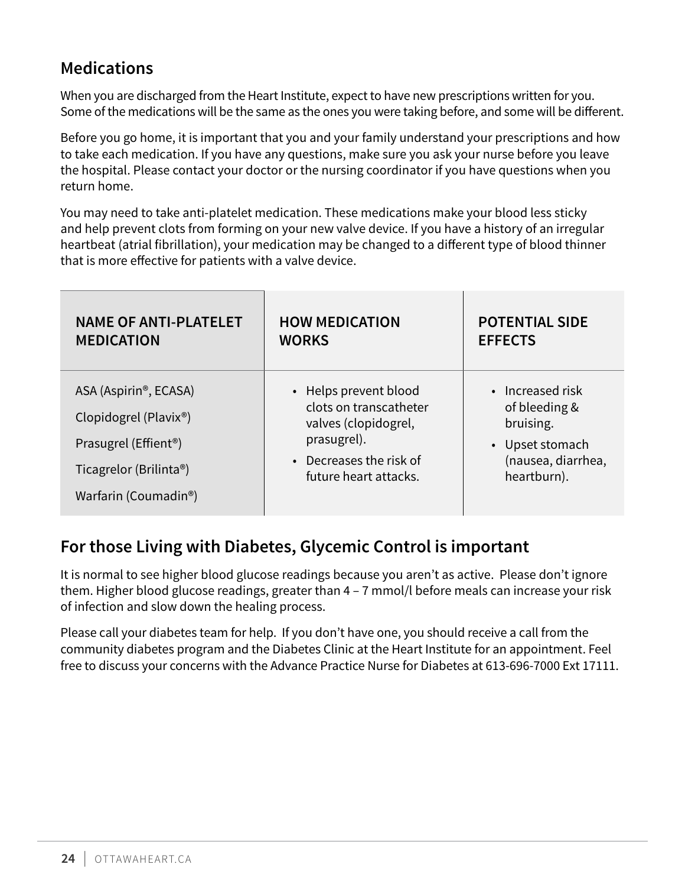## Medications

When you are discharged from the Heart Institute, expect to have new prescriptions written for you. Some of the medications will be the same as the ones you were taking before, and some will be different.

Before you go home, it is important that you and your family understand your prescriptions and how to take each medication. If you have any questions, make sure you ask your nurse before you leave the hospital. Please contact your doctor or the nursing coordinator if you have questions when you return home.

You may need to take anti-platelet medication. These medications make your blood less sticky and help prevent clots from forming on your new valve device. If you have a history of an irregular heartbeat (atrial fibrillation), your medication may be changed to a different type of blood thinner that is more effective for patients with a valve device.

| NAME OF ANTI-PLATELET MEDICATION | HOW MEDICATION WORKS | POTENTIAL SIDE EFFECTS |
|---|---|---|
| ASA (Aspirin®, ECASA)<br>Clopidogrel (Plavix®)<br>Prasugrel (Effient®)<br>Ticagrelor (Brilinta®)<br>Warfarin (Coumadin®) | • Helps prevent blood clots on transcatheter valves (clopidogrel, prasugrel).<br>• Decreases the risk of future heart attacks. | • Increased risk of bleeding & bruising.<br>• Upset stomach (nausea, diarrhea, heartburn). |

## For those Living with Diabetes, Glycemic Control is important

It is normal to see higher blood glucose readings because you aren't as active. Please don't ignore them. Higher blood glucose readings, greater than 4 – 7 mmol/l before meals can increase your risk of infection and slow down the healing process.

Please call your diabetes team for help. If you don't have one, you should receive a call from the community diabetes program and the Diabetes Clinic at the Heart Institute for an appointment. Feel free to discuss your concerns with the Advance Practice Nurse for Diabetes at 613-696-7000 Ext 17111.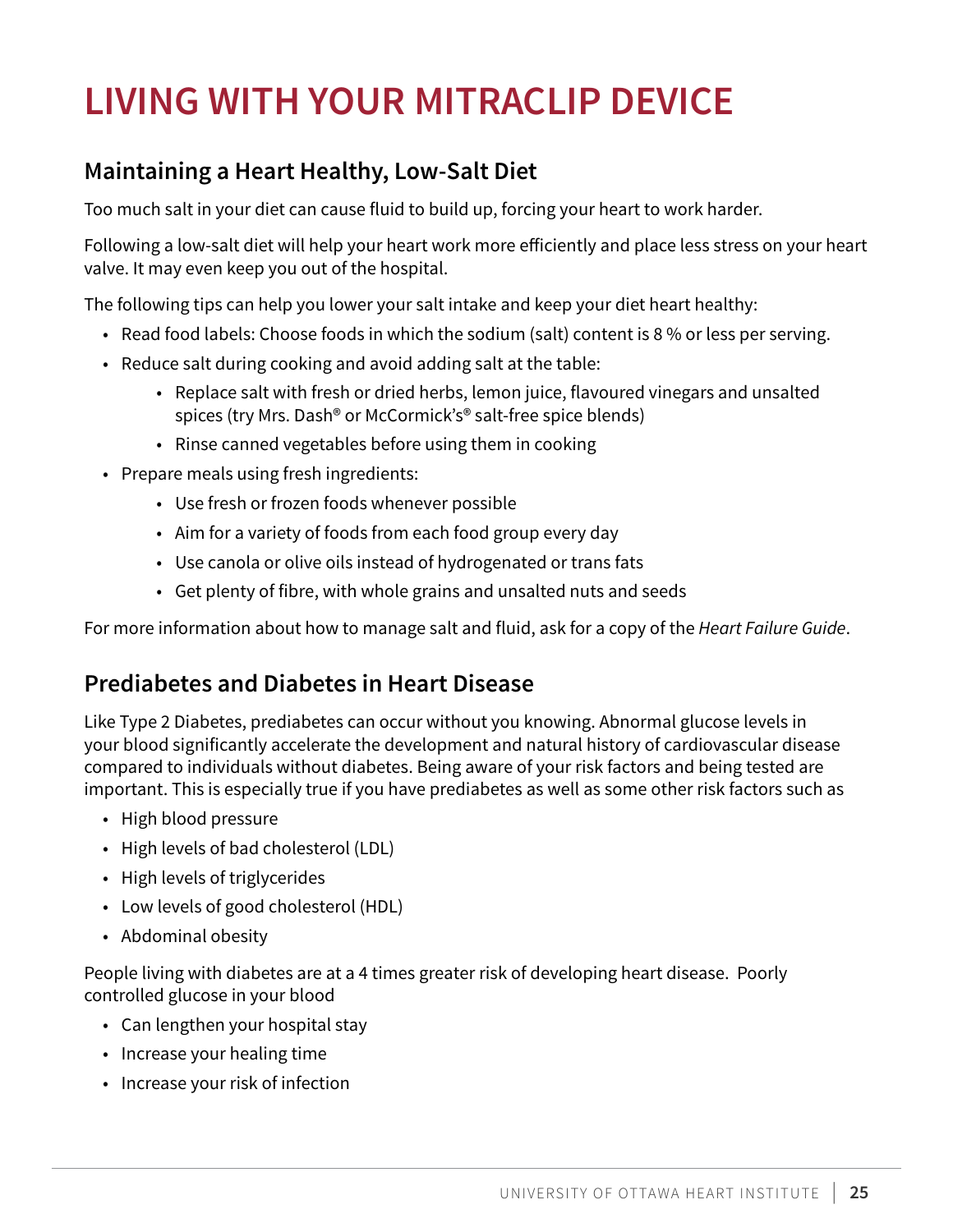# LIVING WITH YOUR MITRACLIP DEVICE

## Maintaining a Heart Healthy, Low-Salt Diet

Too much salt in your diet can cause fluid to build up, forcing your heart to work harder.

Following a low-salt diet will help your heart work more efficiently and place less stress on your heart valve. It may even keep you out of the hospital.

The following tips can help you lower your salt intake and keep your diet heart healthy:

- Read food labels: Choose foods in which the sodium (salt) content is 8 % or less per serving.
- Reduce salt during cooking and avoid adding salt at the table:
  - Replace salt with fresh or dried herbs, lemon juice, flavoured vinegars and unsalted spices (try Mrs. Dash® or McCormick's® salt-free spice blends)
  - Rinse canned vegetables before using them in cooking
- Prepare meals using fresh ingredients:
  - Use fresh or frozen foods whenever possible
  - Aim for a variety of foods from each food group every day
  - Use canola or olive oils instead of hydrogenated or trans fats
  - Get plenty of fibre, with whole grains and unsalted nuts and seeds

For more information about how to manage salt and fluid, ask for a copy of the *Heart Failure Guide*.

## Prediabetes and Diabetes in Heart Disease

Like Type 2 Diabetes, prediabetes can occur without you knowing. Abnormal glucose levels in your blood significantly accelerate the development and natural history of cardiovascular disease compared to individuals without diabetes. Being aware of your risk factors and being tested are important. This is especially true if you have prediabetes as well as some other risk factors such as

- High blood pressure
- High levels of bad cholesterol (LDL)
- High levels of triglycerides
- Low levels of good cholesterol (HDL)
- Abdominal obesity

People living with diabetes are at a 4 times greater risk of developing heart disease. Poorly controlled glucose in your blood

- Can lengthen your hospital stay
- Increase your healing time
- Increase your risk of infection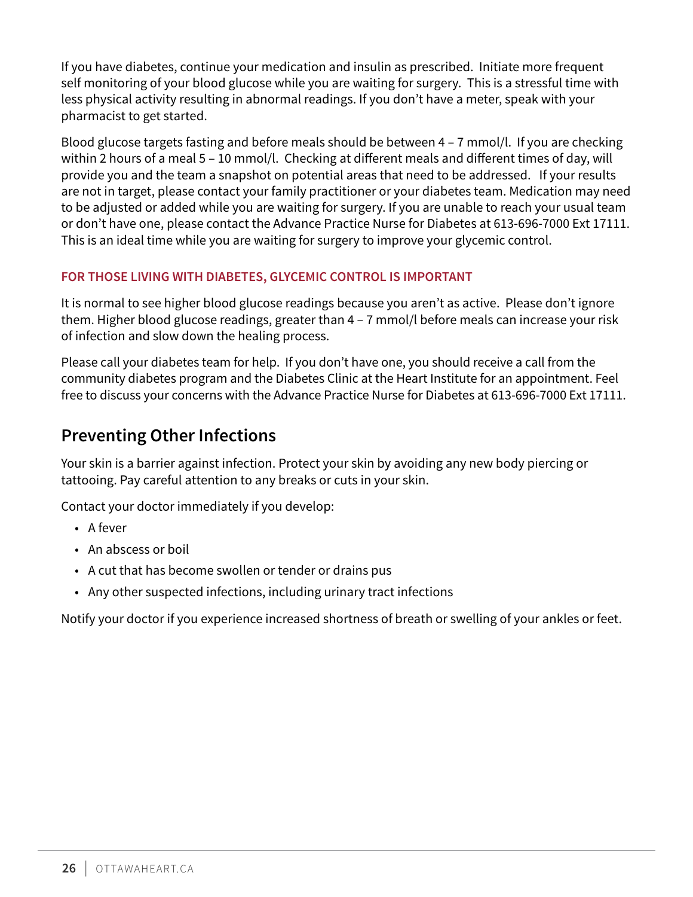If you have diabetes, continue your medication and insulin as prescribed. Initiate more frequent self monitoring of your blood glucose while you are waiting for surgery. This is a stressful time with less physical activity resulting in abnormal readings. If you don't have a meter, speak with your pharmacist to get started.

Blood glucose targets fasting and before meals should be between 4 – 7 mmol/l. If you are checking within 2 hours of a meal 5 – 10 mmol/l. Checking at different meals and different times of day, will provide you and the team a snapshot on potential areas that need to be addressed. If your results are not in target, please contact your family practitioner or your diabetes team. Medication may need to be adjusted or added while you are waiting for surgery. If you are unable to reach your usual team or don't have one, please contact the Advance Practice Nurse for Diabetes at 613-696-7000 Ext 17111. This is an ideal time while you are waiting for surgery to improve your glycemic control.

#### FOR THOSE LIVING WITH DIABETES, GLYCEMIC CONTROL IS IMPORTANT

It is normal to see higher blood glucose readings because you aren't as active. Please don't ignore them. Higher blood glucose readings, greater than 4 – 7 mmol/l before meals can increase your risk of infection and slow down the healing process.

Please call your diabetes team for help. If you don't have one, you should receive a call from the community diabetes program and the Diabetes Clinic at the Heart Institute for an appointment. Feel free to discuss your concerns with the Advance Practice Nurse for Diabetes at 613-696-7000 Ext 17111.

## Preventing Other Infections

Your skin is a barrier against infection. Protect your skin by avoiding any new body piercing or tattooing. Pay careful attention to any breaks or cuts in your skin.

Contact your doctor immediately if you develop:

- A fever
- An abscess or boil
- A cut that has become swollen or tender or drains pus
- Any other suspected infections, including urinary tract infections

Notify your doctor if you experience increased shortness of breath or swelling of your ankles or feet.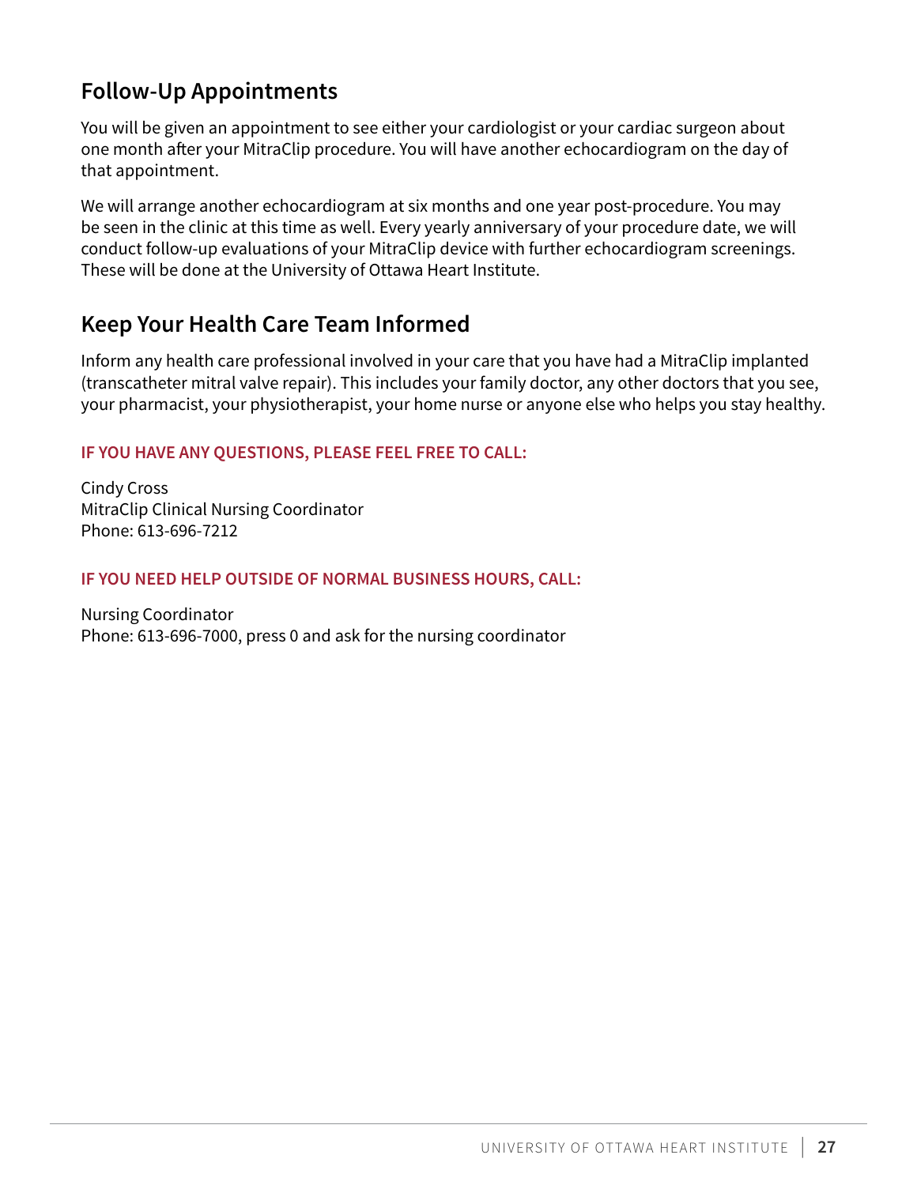## Follow-Up Appointments

You will be given an appointment to see either your cardiologist or your cardiac surgeon about one month after your MitraClip procedure. You will have another echocardiogram on the day of that appointment.

We will arrange another echocardiogram at six months and one year post-procedure. You may be seen in the clinic at this time as well. Every yearly anniversary of your procedure date, we will conduct follow-up evaluations of your MitraClip device with further echocardiogram screenings. These will be done at the University of Ottawa Heart Institute.

## Keep Your Health Care Team Informed

Inform any health care professional involved in your care that you have had a MitraClip implanted (transcatheter mitral valve repair). This includes your family doctor, any other doctors that you see, your pharmacist, your physiotherapist, your home nurse or anyone else who helps you stay healthy.

**IF YOU HAVE ANY QUESTIONS, PLEASE FEEL FREE TO CALL:**

Cindy Cross
MitraClip Clinical Nursing Coordinator
Phone: 613-696-7212

**IF YOU NEED HELP OUTSIDE OF NORMAL BUSINESS HOURS, CALL:**

Nursing Coordinator
Phone: 613-696-7000, press 0 and ask for the nursing coordinator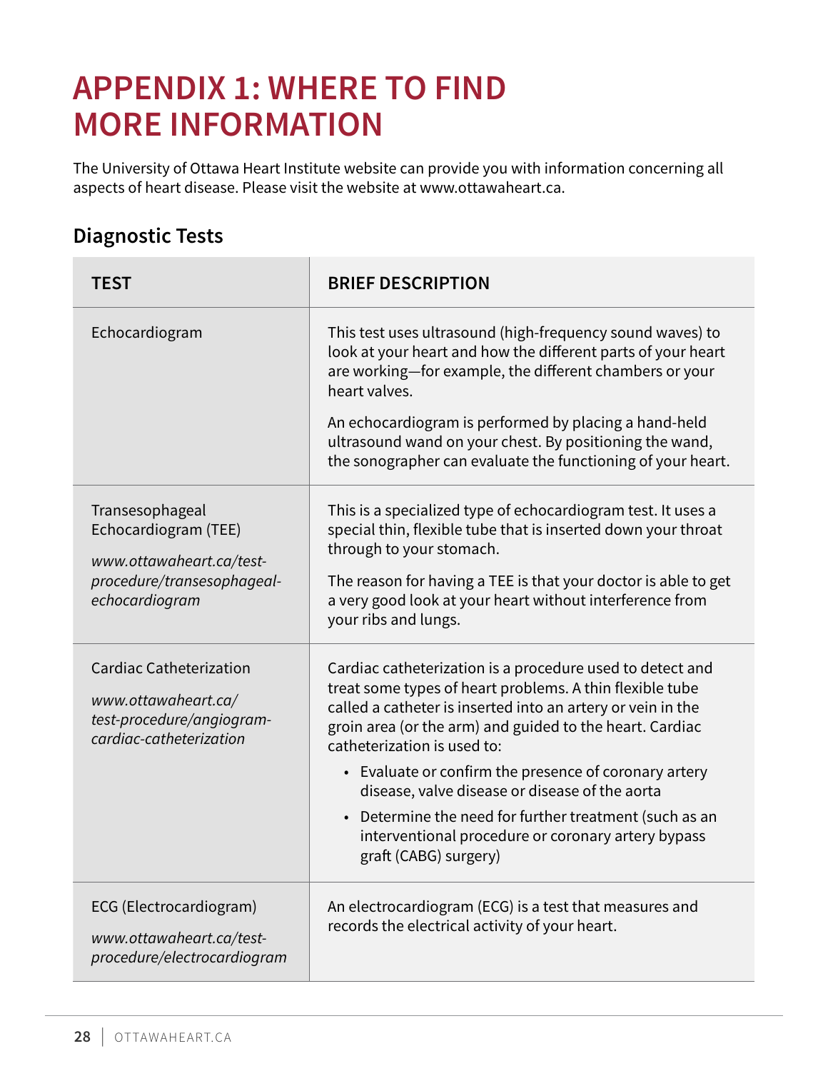# APPENDIX 1: WHERE TO FIND MORE INFORMATION

The University of Ottawa Heart Institute website can provide you with information concerning all aspects of heart disease. Please visit the website at www.ottawaheart.ca.

## Diagnostic Tests

| TEST | BRIEF DESCRIPTION |
|---|---|
| Echocardiogram | This test uses ultrasound (high-frequency sound waves) to look at your heart and how the different parts of your heart are working—for example, the different chambers or your heart valves.<br><br>An echocardiogram is performed by placing a hand-held ultrasound wand on your chest. By positioning the wand, the sonographer can evaluate the functioning of your heart. |
| Transesophageal Echocardiogram (TEE)<br><br>*www.ottawaheart.ca/test-procedure/transesophageal-echocardiogram* | This is a specialized type of echocardiogram test. It uses a special thin, flexible tube that is inserted down your throat through to your stomach.<br><br>The reason for having a TEE is that your doctor is able to get a very good look at your heart without interference from your ribs and lungs. |
| Cardiac Catheterization<br><br>*www.ottawaheart.ca/test-procedure/angiogram-cardiac-catheterization* | Cardiac catheterization is a procedure used to detect and treat some types of heart problems. A thin flexible tube called a catheter is inserted into an artery or vein in the groin area (or the arm) and guided to the heart. Cardiac catheterization is used to:<br>• Evaluate or confirm the presence of coronary artery disease, valve disease or disease of the aorta<br>• Determine the need for further treatment (such as an interventional procedure or coronary artery bypass graft (CABG) surgery) |
| ECG (Electrocardiogram)<br><br>*www.ottawaheart.ca/test-procedure/electrocardiogram* | An electrocardiogram (ECG) is a test that measures and records the electrical activity of your heart. |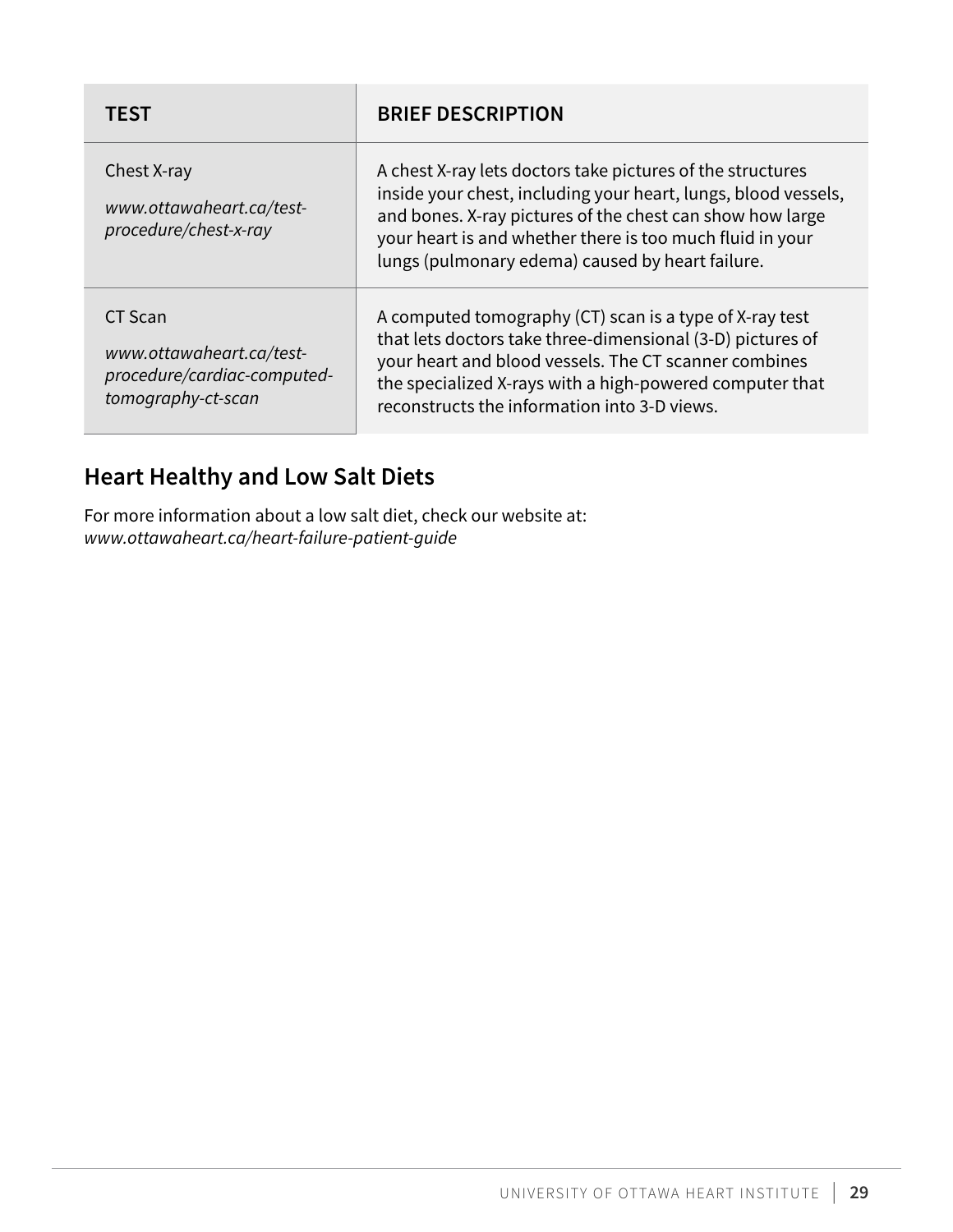| TEST | BRIEF DESCRIPTION |
| --- | --- |
| Chest X-ray<br>*www.ottawaheart.ca/test-procedure/chest-x-ray* | A chest X-ray lets doctors take pictures of the structures inside your chest, including your heart, lungs, blood vessels, and bones. X-ray pictures of the chest can show how large your heart is and whether there is too much fluid in your lungs (pulmonary edema) caused by heart failure. |
| CT Scan<br>*www.ottawaheart.ca/test-procedure/cardiac-computed-tomography-ct-scan* | A computed tomography (CT) scan is a type of X-ray test that lets doctors take three-dimensional (3-D) pictures of your heart and blood vessels. The CT scanner combines the specialized X-rays with a high-powered computer that reconstructs the information into 3-D views. |

## Heart Healthy and Low Salt Diets

For more information about a low salt diet, check our website at:
*www.ottawaheart.ca/heart-failure-patient-guide*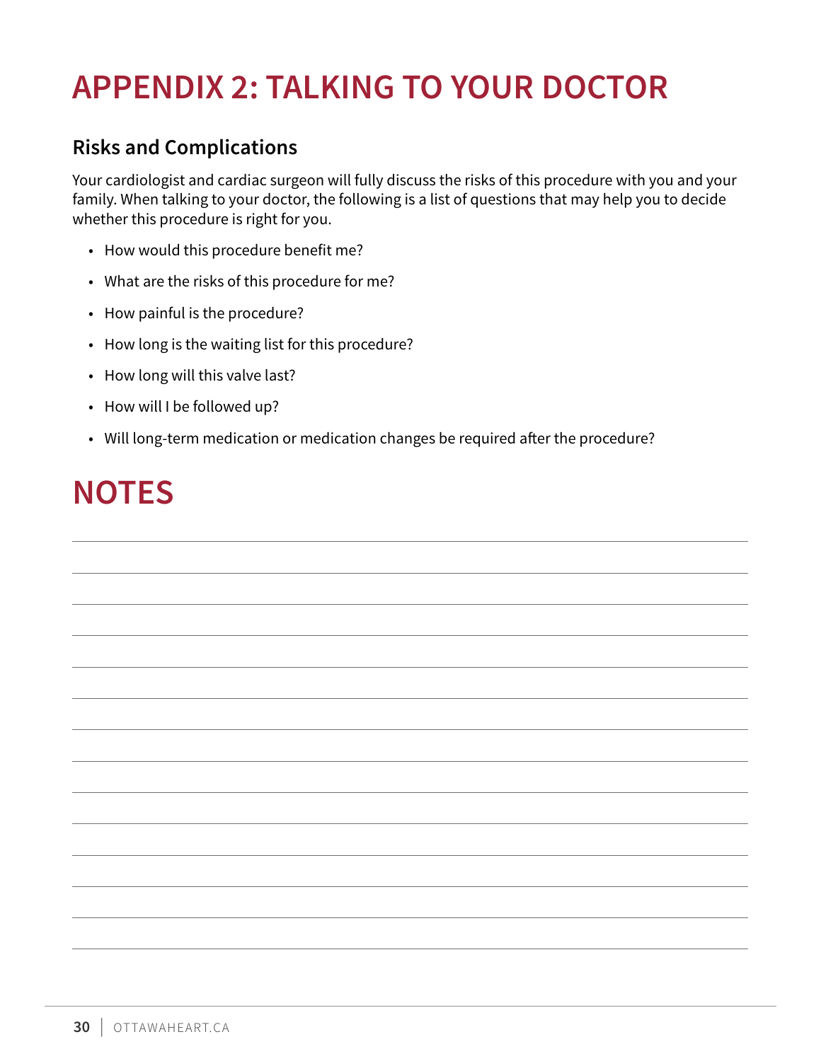# APPENDIX 2: TALKING TO YOUR DOCTOR

## Risks and Complications

Your cardiologist and cardiac surgeon will fully discuss the risks of this procedure with you and your family. When talking to your doctor, the following is a list of questions that may help you to decide whether this procedure is right for you.

- How would this procedure benefit me?
- What are the risks of this procedure for me?
- How painful is the procedure?
- How long is the waiting list for this procedure?
- How long will this valve last?
- How will I be followed up?
- Will long-term medication or medication changes be required after the procedure?

# NOTES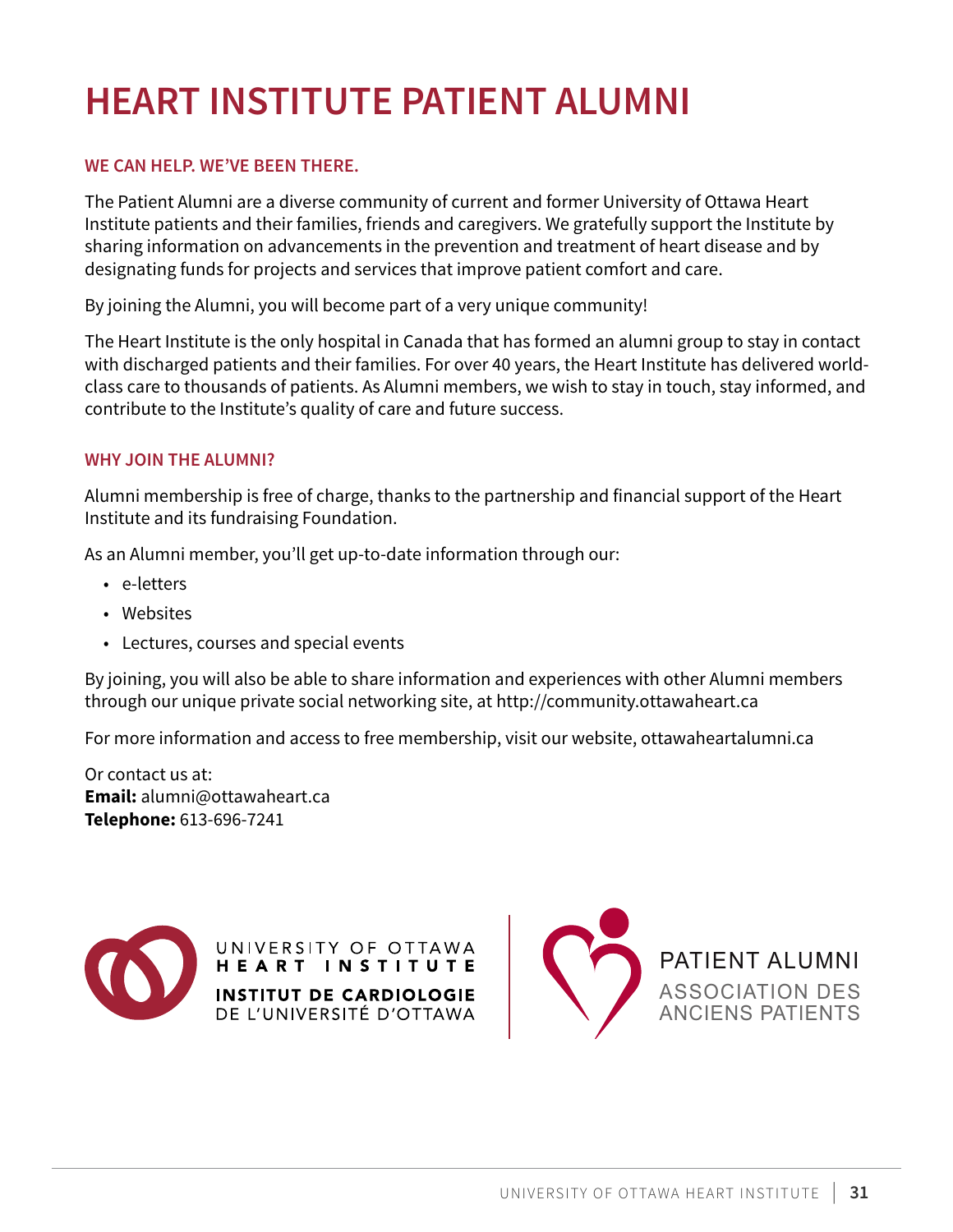# HEART INSTITUTE PATIENT ALUMNI

## WE CAN HELP. WE'VE BEEN THERE.

The Patient Alumni are a diverse community of current and former University of Ottawa Heart Institute patients and their families, friends and caregivers. We gratefully support the Institute by sharing information on advancements in the prevention and treatment of heart disease and by designating funds for projects and services that improve patient comfort and care.

By joining the Alumni, you will become part of a very unique community!

The Heart Institute is the only hospital in Canada that has formed an alumni group to stay in contact with discharged patients and their families. For over 40 years, the Heart Institute has delivered world-class care to thousands of patients. As Alumni members, we wish to stay in touch, stay informed, and contribute to the Institute's quality of care and future success.

## WHY JOIN THE ALUMNI?

Alumni membership is free of charge, thanks to the partnership and financial support of the Heart Institute and its fundraising Foundation.

As an Alumni member, you'll get up-to-date information through our:

- e-letters
- Websites
- Lectures, courses and special events

By joining, you will also be able to share information and experiences with other Alumni members through our unique private social networking site, at http://community.ottawaheart.ca

For more information and access to free membership, visit our website, ottawaheartalumni.ca

Or contact us at:
**Email:** alumni@ottawaheart.ca
**Telephone:** 613-696-7241

UNIVERSITY OF OTTAWA
HEART INSTITUTE
INSTITUT DE CARDIOLOGIE
DE L'UNIVERSITÉ D'OTTAWA

PATIENT ALUMNI
ASSOCIATION DES
ANCIENS PATIENTS